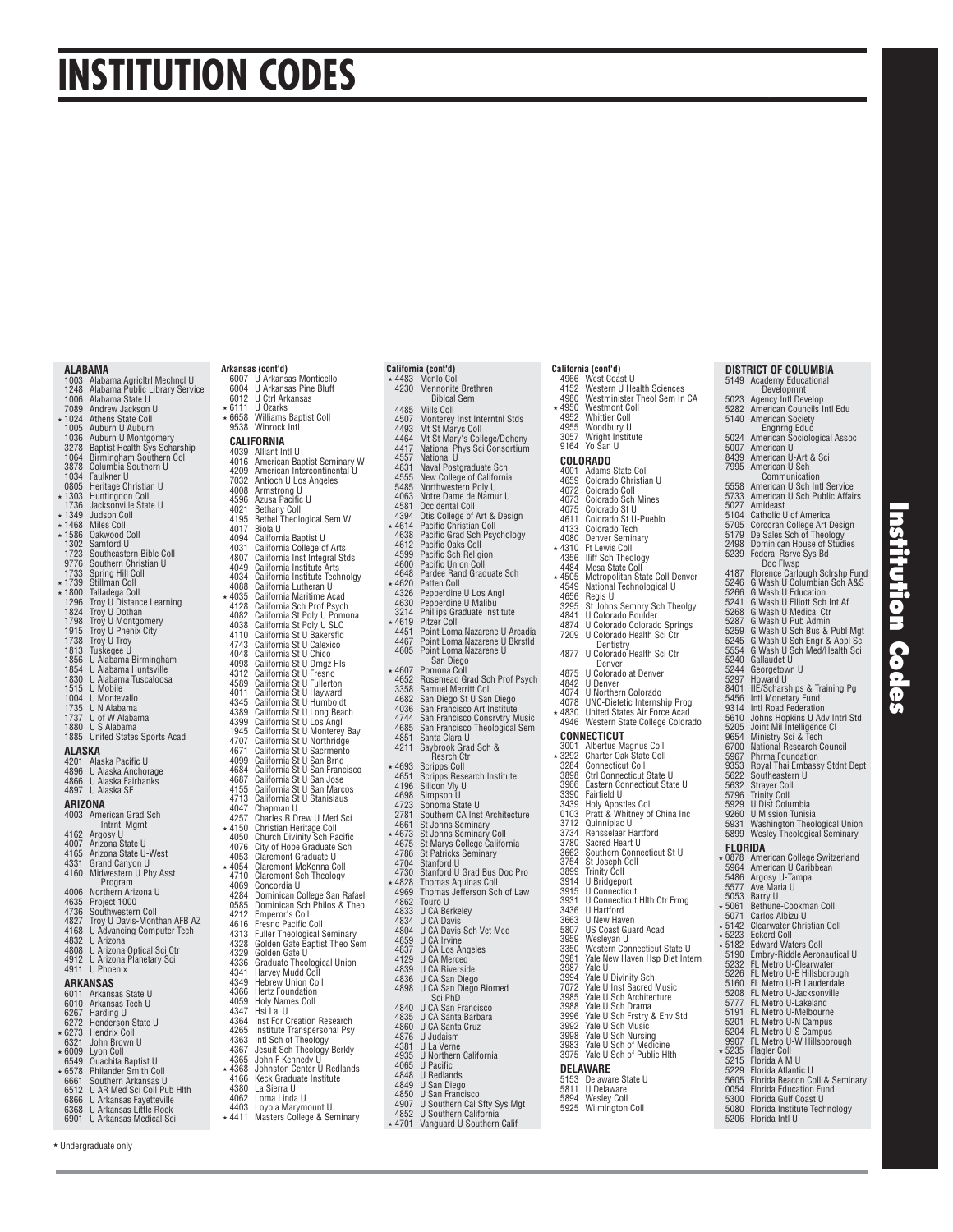# INSTITUTION CODES

## ALABAMA

1003 Alabama Agricltrl Mechncl U
1248 Alabama Public Library Service
1006 Alabama State U
7089 Andrew Jackson U
* 1024 Athens State Coll
1005 Auburn U Auburn
1036 Auburn U Montgomery
3278 Baptist Health Sys Scharship
1064 Birmingham Southern Coll
3878 Columbia Southern U
1034 Faulkner U
0805 Heritage Christian U
* 1303 Huntingdon Coll
1736 Jacksonville State U
* 1349 Judson Coll
* 1468 Miles Coll
* 1586 Oakwood Coll
1302 Samford U
1723 Southeastern Bible Coll
9776 Southern Christian U
1733 Spring Hill Coll
* 1739 Stillman Coll
* 1800 Talladega Coll
1296 Troy U Distance Learning
1824 Troy U Dothan
1798 Troy U Montgomery
1915 Troy U Phenix City
1738 Troy U Troy
1813 Tuskegee U
1856 U Alabama Birmingham
1854 U Alabama Huntsville
1830 U Alabama Tuscaloosa
1515 U Mobile
1004 U Montevallo
1735 U N Alabama
1737 U of W Alabama
1880 U S Alabama
1885 United States Sports Acad

## ALASKA

4201 Alaska Pacific U
4896 U Alaska Anchorage
4866 U Alaska Fairbanks
4897 U Alaska SE

## ARIZONA

4003 American Grad Sch Intrntnl Mgmt
4162 Argosy U
4007 Arizona State U
4165 Arizona State U-West
4331 Grand Canyon U
4160 Midwestern U Phy Asst Program
4006 Northern Arizona U
4635 Project 1000
4736 Southwestern Coll
4827 Troy U Davis-Monthan AFB AZ
4168 U Advancing Computer Tech
4832 U Arizona
4808 U Arizona Optical Sci Ctr
4912 U Arizona Planetary Sci
4911 U Phoenix

## ARKANSAS

6011 Arkansas State U
6010 Arkansas Tech U
6267 Harding U
6272 Henderson State U
* 6273 Hendrix Coll
6321 John Brown U
* 6009 Lyon Coll
6549 Ouachita Baptist U
* 6578 Philander Smith Coll
6661 Southern Arkansas U
6512 U AR Med Sci Coll Pub Hlth
6866 U Arkansas Fayetteville
6368 U Arkansas Little Rock
6901 U Arkansas Medical Sci

## Arkansas (cont'd)

6007 U Arkansas Monticello
6004 U Arkansas Pine Bluff
6012 U Ctrl Arkansas
* 6111 U Ozarks
* 6658 Williams Baptist Coll
9538 Winrock Intl

## CALIFORNIA

4039 Alliant Intl U
4016 American Baptist Seminary W
4209 American Intercontinental U
7032 Antioch U Los Angeles
4008 Armstrong U
4596 Azusa Pacific U
4021 Bethany Coll
4195 Bethel Theological Sem W
4017 Biola U
4094 California Baptist U
4031 California College of Arts
4807 California Inst Integral Stds
4049 California Institute Arts
4034 California Institute Technolgy
4088 California Lutheran U
* 4035 California Maritime Acad
4128 California Sch Prof Psych
4082 California St Poly U Pomona
4038 California St Poly U SLO
4110 California St U Bakersfld
4743 California St U Calexico
4048 California St U Chico
4098 California St U Dmgz Hls
4312 California St U Fresno
4589 California St U Fullerton
4011 California St U Hayward
4345 California St U Humboldt
4389 California St U Long Beach
4399 California St U Los Angl
1945 California St U Monterey Bay
4707 California St U Northridge
4671 California St U Sacrmento
4099 California St U San Brnd
4684 California St U San Francisco
4687 California St U San Jose
4155 California St U San Marcos
4713 California St U Stanislaus
4047 Chapman U
4257 Charles R Drew U Med Sci
* 4150 Christian Heritage Coll
4050 Church Divinity Sch Pacific
4076 City of Hope Graduate Sch
4053 Claremont Graduate U
* 4054 Claremont McKenna Coll
4710 Claremont Sch Theology
4069 Concordia U
4284 Dominican College San Rafael
0585 Dominican Sch Philos & Theo
4212 Emperor's Coll
4616 Fresno Pacific Coll
4313 Fuller Theological Seminary
4328 Golden Gate Baptist Theo Sem
4329 Golden Gate U
4336 Graduate Theological Union
4341 Harvey Mudd Coll
4349 Hebrew Union Coll
4366 Hertz Foundation
4059 Holy Names Coll
4347 Hsi Lai U
4364 Inst For Creation Research
4265 Institute Transpersonal Psy
4363 Intl Sch of Theology
4367 Jesuit Sch Theology Berkly
4365 John F Kennedy U
* 4368 Johnston Center U Redlands
4166 Keck Graduate Institute
4380 La Sierra U
4062 Loma Linda U
4403 Loyola Marymount U
* 4411 Masters College & Seminary

## California (cont'd)

* 4483 Menlo Coll
4230 Mennonite Brethren Biblcal Sem
4485 Mills Coll
4507 Monterey Inst Interntnl Stds
4493 Mt St Marys Coll
4464 Mt St Mary's College/Doheny
4417 National Phys Sci Consortium
4557 National U
4831 Naval Postgraduate Sch
4555 New College of California
5485 Northwestern Poly U
4063 Notre Dame de Namur U
4581 Occidental Coll
4394 Otis College of Art & Design
* 4614 Pacific Christian Coll
4638 Pacific Grad Sch Psychology
4612 Pacific Oaks Coll
4599 Pacific Sch Religion
4600 Pacific Union Coll
4648 Pardee Rand Graduate Sch
* 4620 Patten Coll
4326 Pepperdine U Los Angl
4630 Pepperdine U Malibu
3214 Phillips Graduate Institute
* 4619 Pitzer Coll
4451 Point Loma Nazarene U Arcadia
4467 Point Loma Nazarene U Bkrsfld
4605 Point Loma Nazarene U San Diego
* 4607 Pomona Coll
4652 Rosemead Grad Sch Prof Psych
3358 Samuel Merritt Coll
4682 San Diego St U San Diego
4036 San Francisco Art Institute
4744 San Francisco Consrvtry Music
4685 San Francisco Theological Sem
4851 Santa Clara U
4211 Saybrook Grad Sch & Resrch Ctr
* 4693 Scripps Coll
4651 Scripps Research Institute
4196 Silicon Vly U
4698 Simpson U
4723 Sonoma State U
2781 Southern CA Inst Architecture
4661 St Johns Seminary
* 4673 St Johns Seminary Coll
4675 St Marys College California
4786 St Patricks Seminary
4704 Stanford U
4730 Stanford U Grad Bus Doc Pro
* 4828 Thomas Aquinas Coll
4969 Thomas Jefferson Sch of Law
4862 Touro U
4833 U CA Berkeley
4834 U CA Davis
4804 U CA Davis Sch Vet Med
4859 U CA Irvine
4837 U CA Los Angeles
4129 U CA Merced
4839 U CA Riverside
4836 U CA San Diego
4898 U CA San Diego Biomed Sci PhD
4840 U CA San Francisco
4835 U CA Santa Barbara
4860 U CA Santa Cruz
4876 U Judaism
4381 U La Verne
4935 U Northern California
4065 U Pacific
4848 U Redlands
4849 U San Diego
4850 U San Francisco
4907 U Southern Cal Sfty Sys Mgt
4852 U Southern California
* 4701 Vanguard U Southern Calif

## California (cont'd)

4966 West Coast U
4152 Western U Health Sciences
4980 Westminster Theol Sem In CA
* 4950 Westmont Coll
4952 Whittier Coll
4955 Woodbury U
3057 Wright Institute
9164 Yo San U

## COLORADO

4001 Adams State Coll
4659 Colorado Christian U
4072 Colorado Coll
4073 Colorado Sch Mines
4075 Colorado St U
4611 Colorado St U-Pueblo
4133 Colorado Tech
4080 Denver Seminary
* 4310 Ft Lewis Coll
4356 Iliff Sch Theology
4484 Mesa State Coll
* 4505 Metropolitan State Coll Denver
4549 National Technological U
4656 Regis U
3295 St Johns Semnry Sch Theolgy
4841 U Colorado Boulder
4874 U Colorado Colorado Springs
7209 U Colorado Health Sci Ctr Dentistry
4877 U Colorado Health Sci Ctr Denver
4875 U Colorado at Denver
4842 U Denver
4074 U Northern Colorado
4078 UNC-Dietetic Internship Prog
* 4830 United States Air Force Acad
4946 Western State College Colorado

## CONNECTICUT

3001 Albertus Magnus Coll
* 3292 Charter Oak State Coll
3284 Connecticut Coll
3898 Ctrl Connecticut State U
3966 Eastern Connecticut State U
3390 Fairfield U
3439 Holy Apostles Coll
0103 Pratt & Whitney of China Inc
3712 Quinnipiac U
3734 Rensselaer Hartford
3780 Sacred Heart U
3662 Southern Connecticut St U
3754 St Joseph Coll
3899 Trinity Coll
3914 U Bridgeport
3915 U Connecticut
3931 U Connecticut Hlth Ctr Frmg
3436 U Hartford
3663 U New Haven
5807 US Coast Guard Acad
3959 Wesleyan U
3350 Western Connecticut State U
3981 Yale New Haven Hsp Diet Intern
3987 Yale U
3994 Yale U Divinity Sch
7072 Yale U Inst Sacred Music
3985 Yale U Sch Architecture
3988 Yale U Sch Drama
3996 Yale U Sch Frstry & Env Std
3992 Yale U Sch Music
3998 Yale U Sch Nursing
3983 Yale U Sch of Medicine
3975 Yale U Sch of Public Hlth

## DELAWARE

5153 Delaware State U
5811 U Delaware
5894 Wesley Coll
5925 Wilmington Coll

## DISTRICT OF COLUMBIA

5149 Academy Educational Developmnt
5023 Agency Intl Develop
5282 American Councils Intl Edu
5140 American Society Engnrng Educ
5024 American Sociological Assoc
5007 American U
8439 American U-Art & Sci
7995 American U Sch Communication
5558 American U Sch Intl Service
5733 American U Sch Public Affairs
5027 Amideast
5104 Catholic U of America
5705 Corcoran College Art Design
5179 De Sales Sch of Theology
2498 Dominican House of Studies
5239 Federal Rsrve Sys Bd Doc Flwsp
4187 Florence Carlough Sclrshp Fund
5246 G Wash U Columbian Sch A&S
5266 G Wash U Education
5241 G Wash U Elliott Sch Int Af
5268 G Wash U Medical Ctr
5287 G Wash U Pub Admin
5259 G Wash U Sch Bus & Publ Mgt
5245 G Wash U Sch Engr & Appl Sci
5554 G Wash U Sch Med/Health Sci
5240 Gallaudet U
5244 Georgetown U
5297 Howard U
8401 IIE/Scharships & Training Pg
5456 Intl Monetary Fund
9314 Intl Road Federation
5610 Johns Hopkins U Adv Intrl Std
5205 Joint Mil Intelligence Cl
9654 Ministry Sci & Tech
6700 National Research Council
5967 Phrma Foundation
9353 Royal Thai Embassy Stdnt Dept
5622 Southeastern U
5632 Strayer Coll
5796 Trinity Coll
5929 U Dist Columbia
9260 U Mission Tunisia
5931 Washington Theological Union
5899 Wesley Theological Seminary

## FLORIDA

* 0878 American College Switzerland
5964 American U Caribbean
5486 Argosy U-Tampa
5577 Ave Maria U
5053 Barry U
* 5061 Bethune-Cookman Coll
5071 Carlos Albizu U
* 5142 Clearwater Christian Coll
* 5223 Eckerd Coll
* 5182 Edward Waters Coll
5190 Embry-Riddle Aeronautical U
5232 FL Metro U-Clearwater
5226 FL Metro U-E Hillsborough
5160 FL Metro U-Ft Lauderdale
5208 FL Metro U-Jacksonville
5777 FL Metro U-Lakeland
5191 FL Metro U-Melbourne
5201 FL Metro U-N Campus
5204 FL Metro U-S Campus
9907 FL Metro U-W Hillsborough
* 5235 Flagler Coll
5215 Florida A M U
5229 Florida Atlantic U
5605 Florida Beacon Coll & Seminary
0054 Florida Education Fund
5300 Florida Gulf Coast U
5080 Florida Institute Technology
5206 Florida Intl U

* Undergraduate only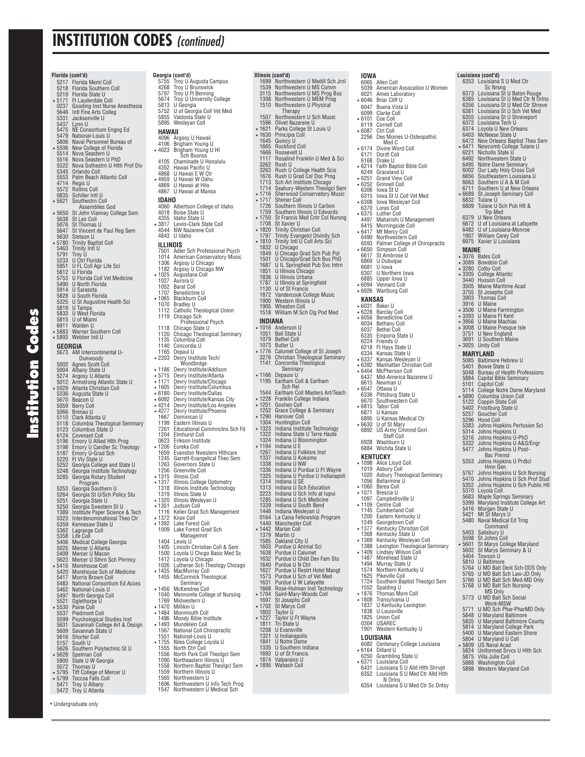# INSTITUTION CODES *(continued)*

**Florida (cont'd)**

5217 Florida Meml Coll
5218 Florida Southern Coll
5219 Florida State U
* 5171 Ft Lauderdale Coll
0237 Gooding Inst Nurse Anesthesia
5646 Intl Fine Arts Colleg
5331 Jacksonville U
5437 Lynn U
5475 NE Consortium Engng Ed
5479 National-Louis U
5806 Naval Personnel Bureau of
* 5506 New College of Florida
5514 Nova Seastern U
5516 Nova Seastern U PhD
5522 Nova Sothestrn U Hlth Prof Div
5345 Orlando Coll
5553 Palm Beach Atlantic Coll
4714 Regis U
5572 Rollins Coll
0835 Schiller Intl U
* 5621 Southestrn Coll Assemblies God
* 5650 St John Vianney College Sem
5638 St Leo Coll
5076 St Thomas U
5647 St Vincent de Paul Reg Sem
5630 Stetson U
* 5780 Trinity Baptist Coll
5463 Trinity Intl U
5791 Troy U
5233 U Ctrl Florida
5951 U FL Coll Agr Life Sci
5812 U Florida
5753 U Florida Coll Vet Medicine
5490 U North Florida
5914 U Sarasota
5828 U South Florida
5325 U St Augustine Health Sci
5819 U Tampa
5833 U West Florida
5815 U of Miami
6911 Walden U
* 5883 Warner Southern Coll
* 5893 Webber Intl U

**GEORGIA**

5673 AM Intercontinental U-Dunwoody
5002 Agnes Scott Coll
5004 Albany State U
5274 Argosy U Atlanta
5012 Armstrong Atlantic State U
* 5029 Atlanta Christian Coll
5336 Augusta State U
5670 Beacon U
5059 Berry Coll
5066 Brenau U
5110 Clark Atlanta U
5118 Columbia Theological Seminary
5123 Columbus State U
6124 Covenant Coll
5196 Emory U Allied Hlth Prog
5198 Emory U Candler Sc Theology
5187 Emory U-Grad Sch
5220 Ft Vly State U
5252 Georgia College and State U
5248 Georgia Institute Technology
5285 Georgia Rotary Student Program
5253 Georgia Southern U
5264 Georgia St U/Sch Policy Stu
5251 Georgia State U
5250 Georgia Swestern St U
1389 Institute Paper Science & Tech
5323 Interdenominational Theo Ctr
5359 Kennesaw State U
5362 Lagrange Coll
5358 Life Coll
5406 Medical College Georgia
5025 Mercer U Atlanta
5409 Mercer U Macon
5623 Mercer U Sthrn Sch Phrmcy
* 5415 Morehouse Coll
5420 Morehouse Sch of Medicine
5417 Morris Brown Coll
5483 National Consortium Ed Acces
5462 National-Louis U
5497 North Georgia Coll
5521 Oglethorpe U
* 5530 Paine Coll
5537 Piedmont Coll
5599 Psychological Studies Inst
5631 Savannah College Art & Design
5609 Savannah State U
5616 Shorter Coll
5157 South U
5626 Southern Polytechnic St U
* 5628 Spelman Coll
5900 State U W Georgia
5072 Thomas U
* 5795 Tift College of Mercer U
* 5799 Toccoa Falls Coll
5471 Troy U Albany
5472 Troy U Atlanta

**Georgia (cont'd)**

5755 Troy U Augusta Campus
4268 Troy U Brunswick
5797 Troy U Ft Benning
5674 Troy U University College
5813 U Georgia
5752 U of Georgia Coll Vet Med
5855 Valdosta State U
5895 Wesleyan Coll

**HAWAII**

4096 Argosy U Hawaii
4106 Brigham Young U
* 4023 Brigham Young U HI Sch Busnss
4105 Chaminade U Honolulu
4352 Hawaii Pacific U
4868 U Hawaii E W Ctr
* 4959 U Hawaii W Oahu
4869 U Hawaii at Hilo
4867 U Hawaii at Manoa

**IDAHO**

4060 Albertson College of Idaho
4018 Boise State U
4355 Idaho State U
* 3817 Lewis-Clark State Coll
4544 NW Nazarene Coll
4843 U Idaho

**ILLINOIS**

7501 Adler Sch Professional Psych
1014 American Conservatory Music
1306 Argosy U Chicago
1182 Argosy U Chicago NW
* 1025 Augustana Coll
1027 Aurora U
1052 Barat Coll
1707 Benedictine U
* 1065 Blackburn Coll
1070 Bradley U
1112 Catholic Theological Union
1119 Chicago Sch Professional Psych
1118 Chicago State U
1120 Chicago Theological Seminary
1135 Columbia Coll
1140 Concordia U
1165 Depaul U
* 2203 Devry Institute Tech/Woodbrdge
* 1186 Devry Institute/Addison
* 5715 Devry Institute/Atlanta
* 1171 Devry Institute/Chicago
* 1605 Devry Institute/Columbus
* 6180 Devry Institute/Dallas
* 6092 Devry Institute/Kansas City
* 4214 Devry Institute/Los Angeles
* 4277 Devry Institute/Phoenix
1667 Dominican U
1199 Eastern Illinois U
7261 Educational Commnctns Sch Fd
1204 Elmhurst Coll
0623 Erikson Institute
* 1206 Eureka Coll
1659 Evanston Nwestern Hlthcare
1245 Garrett-Evangelical Theo Sem
1263 Governors State U
1256 Greenville Coll
* 1315 Illinois Coll
* 1317 Illinois College Optometry
1318 Illinois Institute Technology
1319 Illinois State U
* 1320 Illinois Wesleyan U
* 1351 Judson Coll
1116 Keller Grad Sch Management
* 1372 Knox Coll
* 1392 Lake Forest Coll
1009 Lake Forest Grad Sch Managemnt
1404 Lewis U
1405 Lincoln Christian Coll & Sem
1500 Loyola U Chcgo Basic Med Sc
1412 Loyola U Chicago
1026 Lutheran Sch Theology Chicago
* 1435 MacMurray Coll
1455 McCormick Theological Seminary
* 1456 McKendree Coll
1040 Mennonite College of Nursing
1769 Midwestern U
* 1470 Millikin U
* 1484 Monmouth Coll
1486 Moody Bible Institute
* 1493 Mundelein Coll
1567 National Coll Chiropractic
1551 National-Louis U
* 1755 Niles College Loyola U
1555 North Ctrl Coll
1556 North Park Coll Theolgcl Sem
1090 Northeastern Illinois U
1558 Northern Baptist Theolgcl Sem
1559 Northern Illinois U
1565 Northwestern U
1606 Northwestern U Info Tech Prog
1547 Northwestern U Medical Sch

**Illinois (cont'd)**

1699 Northwestern U Medill Sch Jrnl
1539 Northwestern U MS Comm
3115 Northwestern U MS Prog Bus
1308 Northwestern U MEM Prog
1510 Northwestern U Physical Therapy
1507 Northwestern U Sch Music
1596 Olivet Nazarene U
* 1621 Parks College St Louis U
* 1630 Principia Coll
1645 Quincy U
1665 Rockford Coll
1666 Roosevelt U
1117 Rosalind Franklin U Med & Sci
3262 Rush U
3263 Rush U College Health Scis
1676 Rush U Grad Col Doc Prog
1713 Sch Art Institute Chicago
1714 Seabury-Western Theolgcl Sem
* 1716 Sherwood Conservatory Music
* 1717 Shimer Coll
1726 Southern Illinois U Carbon
1759 Southern Illinois U Edwards
* 1750 St Francis Med Cntr Col Nursng
1708 St Xavier U
* 1820 Trinity Christian Coll
1797 Trinity Evangelcl Divinity Sch
* 1810 Trinity Intl U Coll Arts Sci
1832 U Chicago
1849 U Chicago Grad Sch Pub Pol
1501 U Chicago/Grad Sch Bus PhD
1687 U IL Springfield Pub Svc Intrn
1851 U Illinois Chicago
1836 U Illinois Urbana
1787 U Illinois at Springfield
1130 U of St Francis
1872 Vandercook College Music
1900 Western Illinois U
1905 Wheaton Coll
1518 William M Sch Clg Pod Med

**INDIANA**

* 1016 Anderson U
1051 Ball State U
1079 Bethel Coll
1073 Butler U
* 1776 Calumet College of St Joseph
3276 Christian Theological Seminary
1141 Concordia Theological Seminary
* 1166 Depauw U
1195 Earlham Coll & Earlham Sch Rel
1544 Earlham Coll Masters Art/Teach
* 1228 Franklin College Indiana
* 1251 Goshen Coll
1252 Grace College & Seminary
* 1290 Hanover Coll
1304 Huntington Coll
* 1323 Indiana Institute Technology
1322 Indiana State U Terre Haute
1324 Indiana U Bloomington
* 1194 Indiana U E
1267 Indiana U Folklore Inst
1337 Indiana U Kokomo
1338 Indiana U NW
1336 Indiana U Purdue U Ft Wayne
1325 Indiana U Purdue U Indianapoli
1314 Indiana U SE
1313 Indiana U Sch Education
2223 Indiana U Sch Info at Iupui
1285 Indiana U Sch Medicine
1339 Indiana U South Bend
1446 Indiana Wesleyan U
0164 La Caixa Fellowship Program
1440 Manchester Coll
* 1442 Marian Coll
1379 Martin U
1585 Oakland City U
1603 Purdue U Animal Sci
1638 Purdue U Calumet
1632 Purdue U Child Dev Fam Stu
1640 Purdue U N Ctrl
1627 Purdue U Restrt Hotel Mangt
1573 Purdue U Sch of Vet Med
1631 Purdue U W Lafayette
1668 Rose-Hulman Inst Technology
* 1704 Saint-Mary-Woods Coll
1697 St Josephs Coll
* 1702 St Marys Coll
1802 Taylor U
* 1227 Taylor U Ft Wayne
1811 Tri-State U
1208 U Evansville
1321 U Indianapolis
1841 U Notre Dame
1335 U Southern Indiana
1693 U of St Francis
1874 Valparaiso U
* 1895 Wabash Coll

**IOWA**

6065 Allen Coll
5039 American Assocation U Women
6021 Ames Laboratory
* 6046 Briar Cliff U
6047 Buena Vista U
6099 Clarke Coll
* 6101 Coe Coll
6119 Cornell Coll
* 6087 Ctrl Coll
2256 Des Moines U-Osteopathic Med C
* 6174 Divine Word Coll
6171 Dordt Coll
6168 Drake U
* 6214 Faith Baptist Bible Coll
6249 Graceland U
* 6251 Grand View Coll
* 6252 Grinnell Coll
6306 Iowa St U
6315 Iowa St U Coll Vet Med
* 6308 Iowa Wesleyan Coll
6370 Loras Coll
* 6375 Luther Coll
4497 Maharishi U Management
6415 Morningside Coll
* 6417 Mt Mercy Coll
6490 Northwestern Coll
6593 Palmer College of Chiropractic
* 6650 Simpson Coll
6617 St Ambrose U
6869 U Dubuque
6681 U Iowa
6307 U Northern Iowa
6885 Upper Iowa U
* 6094 Vennard Coll
* 6926 Wartburg Coll

**KANSAS**

* 6031 Baker U
* 6228 Barclay Coll
* 6056 Benedictine Coll
6034 Bethany Coll
6037 Bethel Coll
6335 Emporia State U
6224 Friends U
6218 Ft Hays State U
6334 Kansas State U
* 6337 Kansas Wesleyan U
* 6392 Manhattan Christian Coll
* 6404 McPherson Coll
6437 Mid-America Nazarene U
6615 Newman U
* 6547 Ottawa U
6336 Pittsburg State U
6670 Southwestern Coll
* 6815 Tabor Coll
6871 U Kansas
6895 U Kansas Medical Ctr
* 6630 U of St Mary
6892 US Army Cmmnd Gnrl Staff Coll
6928 Washburn U
6884 Wichita State U

**KENTUCKY**

* 1098 Alice Lloyd Coll
1019 Asbury Coll
1020 Asbury Theological Seminary
1056 Bellarmine U
* 1060 Berea Coll
* 1071 Brescia U
1097 Campbellsville U
* 1109 Centre Coll
1145 Cumberland Coll
1200 Eastern Kentucky U
1249 Georgetown Coll
* 1377 Kentucky Christian Coll
1368 Kentucky State U
* 1369 Kentucky Wesleyan Coll
1388 Lexington Theological Seminary
* 1409 Lindsey Wilson Coll
1487 Morehead State U
1494 Murray State U
1574 Northern Kentucky U
1625 Pikeville Coll
1724 Southern Baptist Theolgcl Sem
1552 Spalding U
* 1876 Thomas More Coll
* 1808 Transylvania U
1837 U Kentucky Lexington
1838 U Louisville
1825 Union Coll
0304 USAREC
1901 Western Kentucky U

**LOUISIANA**

6082 Centenary College Louisiana
* 6164 Dillard U
6250 Grambling State U
* 6371 Louisiana Coll
6431 Louisiana S U Alld Hlth Shrvpt
6352 Louisiana S U Med Ctr Alld Hlth N Orlns
6354 Louisiana S U Med Ctr Sc Dntsy

**Louisiana (cont'd)**

6353 Louisiana S U Med Ctr Sc Nrsng
6373 Louisiana St U Baton Rouge
6385 Louisiana St U Med Ctr N Orlns
6356 Louisiana St U Med Ctr Shreve
6381 Louisiana St U Sch Vet Med
6355 Louisiana St U Shreveport
6372 Louisiana Tech U
6374 Loyola U New Orleans
6403 McNeese State U
6472 New Orleans Baptist Theo Sem
* 6471 Newcomb College Tulane U
6221 Nicholls State U
6492 Northwestern State U
6495 Notre Dame Seminary
6002 Our Lady Holy Cross Coll
6656 Southeastern Louisiana U
6663 Southern U A & M Coll
6711 Southern U at New Orleans
* 6689 St Joseph Seminary Coll
6832 Tulane U
6809 Tulane U Sch Pub Hlt & Trp Med
6379 U New Orleans
6672 U of Louisiana at Lafayette
6482 U of Louisiana-Monroe
1907 William Carey Coll
6975 Xavier U Louisiana

**MAINE**

* 3076 Bates Coll
* 3089 Bowdoin Coll
* 3280 Colby Coll
* 3305 College Atlantic
3440 Husson Coll
3505 Maine Maritime Acad
3755 St Josephs Coll
3903 Thomas Coll
3916 U Maine
* 3506 U Maine Farmington
* 3393 U Maine Ft Kent
* 3956 U Maine Machias
* 3008 U Maine Presque Isle
3751 U New England
3691 U Southern Maine
* 3925 Unity Coll

**MARYLAND**

5085 Baltimore Hebrew U
5401 Bowie State U
5048 Bureau of Health Professions
5884 Capital Bible Seminary
5101 Capitol Coll
5114 College Notre Dame Maryland
* 5890 Columbia Union Coll
5122 Coppin State Coll
5402 Frostburg State U
5257 Goucher Coll
5296 Hood Coll
5383 Johns Hopkins Perfusion Sci
5314 Johns Hopkins U
5316 Johns Hopkins U-PhD
5332 Johns Hopkins U A&S/Engr
5477 Johns Hopkins U Post-Bac Premd
5353 Johns Hopkins U Prdtcl Hmn Gen
5767 Johns Hopkins U Sch Nursing
5470 Johns Hopkins U Sch Prof Stud
5352 Johns Hopkins U Sch Public Hlt
5370 Loyola Coll
5683 Maple Springs Seminary
5399 Maryland Institute College Art
5416 Morgan State U
5421 Mt St Marys U
5480 Naval Medical Ed Trng Command
5403 Salisbury U
5598 St Johns Coll
* 5601 St Marys College Maryland
5602 St Marys Seminary & U
5404 Towson U
5810 U Baltimore
5764 U MD Balt Dent Sch-DDS Only
5765 U MD Balt Sch Law-JD Only
5766 U MD Balt Sch Med-MD Only
5768 U MD Balt Sch Nursing-MS Only
5773 U MD Balt Sch Social Work-MSW
5771 U MD Sch Phar-PharMD Only
5848 U Maryland Baltimore
5835 U Maryland Baltimore County
5814 U Maryland College Park
5400 U Maryland Eastern Shore
5804 U Maryland U Coll
* 5809 US Naval Acad
5824 Uniformed Srvcs U Hlth Sch
5875 Villa Julie Coll
5888 Washington Coll
5898 Western Maryland Coll

* Undergraduate only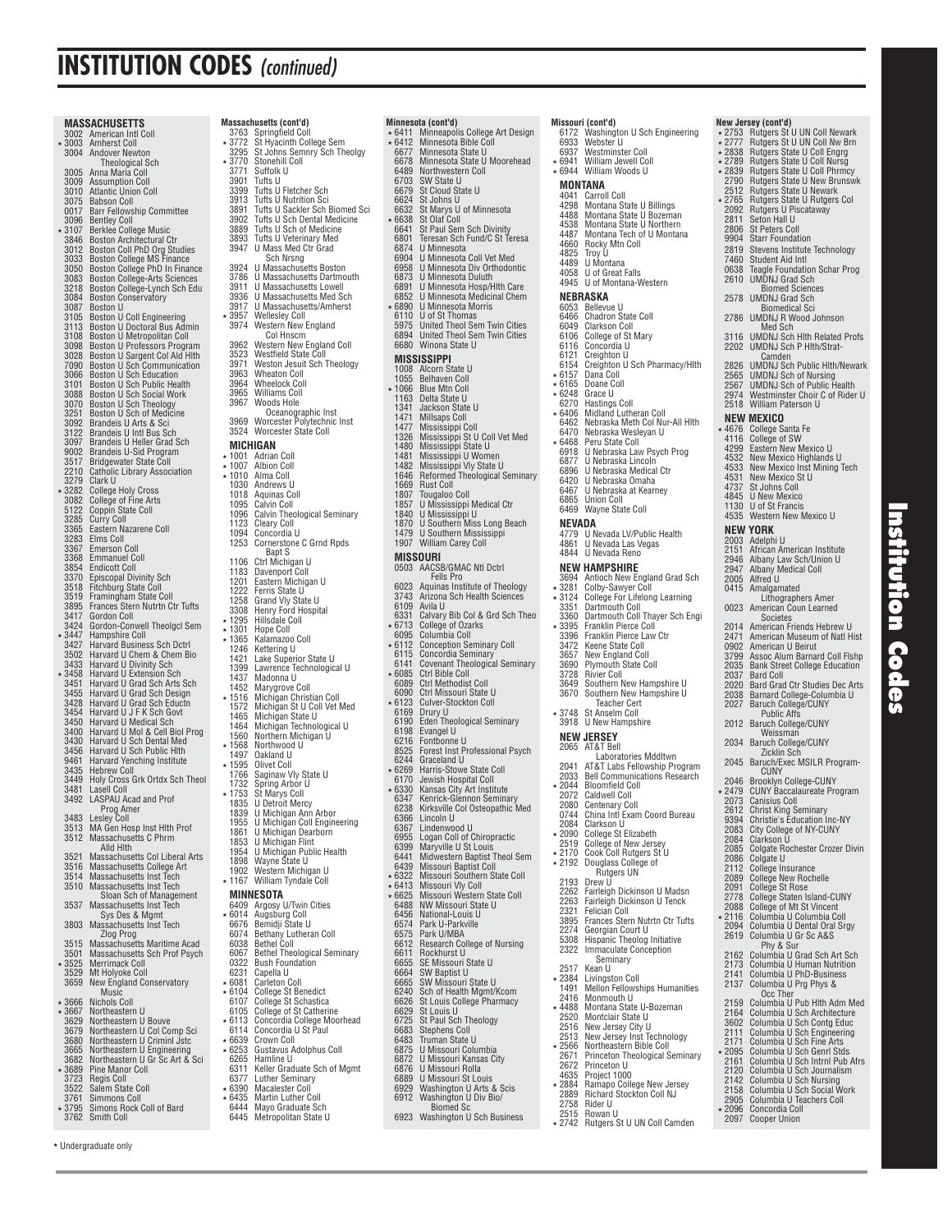# INSTITUTION CODES *(continued)*

## MASSACHUSETTS

3002 American Intl Coll
* 3003 Amherst Coll
3004 Andover Newton Theological Sch
3005 Anna Maria Coll
3009 Assumption Coll
3010 Atlantic Union Coll
3075 Babson Coll
0017 Barr Fellowship Committee
3096 Bentley Coll
* 3107 Berklee College Music
3846 Boston Architectural Ctr
3012 Boston Coll PhD Org Studies
3033 Boston College MS Finance
3050 Boston College PhD In Finance
3083 Boston College-Arts Sciences
3218 Boston College-Lynch Sch Edu
3084 Boston Conservatory
3087 Boston U
3105 Boston U Coll Engineering
3113 Boston U Doctoral Bus Admin
3108 Boston U Metropolitan Coll
3098 Boston U Professors Program
3028 Boston U Sargent Col Ald Hlth
7090 Boston U Sch Communication
3066 Boston U Sch Education
3101 Boston U Sch Public Health
3088 Boston U Sch Social Work
3070 Boston U Sch Theology
3251 Boston U Sch of Medicine
3092 Brandeis U Arts & Sci
3122 Brandeis U Intl Bus Sch
3097 Brandeis U Heller Grad Sch
9002 Brandeis U-Sid Program
3517 Bridgewater State Coll
2210 Catholic Library Association
3279 Clark U
* 3282 College Holy Cross
3082 College of Fine Arts
5122 Coppin State Coll
3285 Curry Coll
3365 Eastern Nazarene Coll
3283 Elms Coll
3367 Emerson Coll
3368 Emmanuel Coll
3854 Endicott Coll
3370 Episcopal Divinity Sch
3518 Fitchburg State Coll
3519 Framingham State Coll
3895 Frances Stern Nutrtn Ctr Tufts
3417 Gordon Coll
3424 Gordon-Conwell Theolgcl Sem
* 3447 Hampshire Coll
3427 Harvard Business Sch Dctrl
3502 Harvard U Chem & Chem Bio
3433 Harvard U Divinity Sch
* 3458 Harvard U Extension Sch
3451 Harvard U Grad Sch Arts Sch
3455 Harvard U Grad Sch Design
3428 Harvard U Grad Sch Eductn
3454 Harvard U J F K Sch Govt
3450 Harvard U Medical Sch
3400 Harvard U Mol & Cell Biol Prog
3430 Harvard U Sch Dental Med
3456 Harvard U Sch Public Hlth
9461 Harvard Yenching Institute
3435 Hebrew Coll
3449 Holy Cross Grk Ortdx Sch Theol
3481 Lasell Coll
3492 LASPAU Acad and Prof Prog Amer
3483 Lesley Coll
3513 MA Gen Hosp Inst Hlth Prof
3512 Massachusetts C Phrm Alld Hlth
3521 Massachusetts Col Liberal Arts
3516 Massachusetts College Art
3514 Massachusetts Inst Tech
3510 Massachusetts Inst Tech Sloan Sch of Management
3537 Massachusetts Inst Tech Sys Des & Mgmt
3803 Massachusetts Inst Tech Zlog Prog
3515 Massachusetts Maritime Acad
3501 Massachusetts Sch Prof Psych
* 3525 Merrimack Coll
3529 Mt Holyoke Coll
3659 New England Conservatory Music
* 3666 Nichols Coll
* 3667 Northeastern U
3629 Northeastern U Bouve
3679 Northeastern U Col Comp Sci
3680 Northeastern U Criminl Jstc
3665 Northeastern U Engineering
3682 Northeastern U Gr Sc Art & Sci
* 3689 Pine Manor Coll
3723 Regis Coll
3522 Salem State Coll
3761 Simmons Coll
* 3795 Simons Rock Coll of Bard
3762 Smith Coll

### Massachusetts (cont'd)

3763 Springfield Coll
* 3772 St Hyacinth College Sem
3295 St Johns Semnry Sch Theolgy
* 3770 Stonehill Coll
3771 Suffolk U
3901 Tufts U
3399 Tufts U Fletcher Sch
3913 Tufts U Nutrition Sci
3891 Tufts U Sackler Sch Biomed Sci
3902 Tufts U Sch Dental Medicine
3889 Tufts U Sch of Medicine
3893 Tufts U Veterinary Med
3947 U Mass Med Ctr Grad Sch Nrsng
3924 U Massachusetts Boston
3786 U Massachusetts Dartmouth
3911 U Massachusetts Lowell
3936 U Massachusetts Med Sch
3917 U Massachusetts/Amherst
* 3957 Wellesley Coll
3974 Western New England Col Hnscm
3962 Western New England Coll
3523 Westfield State Coll
3971 Weston Jesuit Sch Theology
3963 Wheaton Coll
3964 Wheelock Coll
3965 Williams Coll
3967 Woods Hole Oceanographic Inst
3969 Worcester Polytechnic Inst
3524 Worcester State Coll

## MICHIGAN

* 1001 Adrian Coll
* 1007 Albion Coll
* 1010 Alma Coll
1030 Andrews U
1018 Aquinas Coll
1095 Calvin Coll
1096 Calvin Theological Seminary
1123 Cleary Coll
1094 Concordia U
1253 Cornerstone C Grnd Rpds Bapt S
1106 Ctrl Michigan U
1183 Davenport Coll
1201 Eastern Michigan U
1222 Ferris State U
1258 Grand Vly State U
3308 Henry Ford Hospital
* 1295 Hillsdale Coll
* 1301 Hope Coll
* 1365 Kalamazoo Coll
1246 Kettering U
1421 Lake Superior State U
1399 Lawrence Technological U
1437 Madonna U
1452 Marygrove Coll
* 1516 Michigan Christian Coll
1572 Michigan St U Coll Vet Med
1465 Michigan State U
1464 Michigan Technological U
1560 Northern Michigan U
* 1568 Northwood U
1497 Oakland U
* 1595 Olivet Coll
1766 Saginaw Vly State U
1732 Spring Arbor U
* 1753 St Marys Coll
1835 U Detroit Mercy
1839 U Michigan Ann Arbor
1955 U Michigan Coll Engineering
1861 U Michigan Dearborn
1853 U Michigan Flint
1954 U Michigan Public Health
1898 Wayne State U
1902 Western Michigan U
* 1167 William Tyndale Coll

## MINNESOTA

6409 Argosy U/Twin Cities
* 6014 Augsburg Coll
6676 Bemidji State U
6074 Bethany Lutheran Coll
6038 Bethel Coll
6067 Bethel Theological Seminary
0322 Bush Foundation
6231 Capella U
* 6081 Carleton Coll
* 6104 College St Benedict
6107 College St Schastica
6105 College of St Catherine
* 6113 Concordia College Moorhead
6114 Concordia U St Paul
* 6639 Crown Coll
* 6253 Gustavus Adolphus Coll
6265 Hamline U
6311 Keller Graduate Sch of Mgmt
6377 Luther Seminary
* 6390 Macalester Coll
* 6435 Martin Luther Coll
6444 Mayo Graduate Sch
6445 Metropolitan State U

### Minnesota (cont'd)

* 6411 Minneapolis College Art Design
* 6412 Minnesota Bible Coll
6677 Minnesota State U
6678 Minnesota State U Moorhead
6489 Northwestern Coll
6703 SW State U
6679 St Cloud State U
6624 St Johns U
6632 St Marys U of Minnesota
* 6638 St Olaf Coll
6641 St Paul Sem Sch Divinity
6801 Teresan Sch Fund/C St Teresa
6874 U Minnesota
6904 U Minnesota Coll Vet Med
6958 U Minnesota Div Orthodontic
6873 U Minnesota Duluth
6891 U Minnesota Hosp/Hlth Care
6852 U Minnesota Medicinal Chem
* 6890 U Minnesota Morris
6110 U of St Thomas
5975 United Theol Sem Twin Cities
6894 United Theol Sem Twin Cities
6680 Winona State U

## MISSISSIPPI

1008 Alcorn State U
1055 Belhaven Coll
* 1066 Blue Mtn Coll
1163 Delta State U
1341 Jackson State U
1471 Millsaps Coll
1477 Mississippi Coll
1326 Mississippi St U Coll Vet Med
1480 Mississippi State U
1481 Mississippi U Women
1482 Mississippi Vly State U
1646 Reformed Theological Seminary
1669 Rust Coll
1807 Tougaloo Coll
1857 U Mississippi Medical Ctr
1840 U Mississippi U
1870 U Southern Miss Long Beach
1479 U Southern Mississippi
1907 William Carey Coll

## MISSOURI

0503 AACSB/GMAC Ntl Dctrl Fells Pro
6023 Aquinas Institute of Theology
3743 Arizona Sch Health Sciences
6109 Avila U
6331 Calvary Bib Col & Grd Sch Theo
* 6713 College of Ozarks
6095 Columbia Coll
* 6112 Conception Seminary Coll
6115 Concordia Seminary
6141 Covenant Theological Seminary
* 6085 Ctrl Bible Coll
6089 Ctrl Methodist Coll
6090 Ctrl Missouri State U
* 6123 Culver-Stockton Coll
6169 Drury U
6190 Eden Theological Seminary
6198 Evangel U
6216 Fontbonne U
8525 Forest Inst Professional Psych
6244 Graceland U
* 6269 Harris-Stowe State Coll
6170 Jewish Hospital Coll
* 6330 Kansas City Art Institute
6347 Kenrick-Glennon Seminary
6238 Kirksville Col Osteopathic Med
6366 Lincoln U
6367 Lindenwood U
6955 Logan Coll of Chiropractic
6399 Maryville U St Louis
6441 Midwestern Baptist Theol Sem
6439 Missouri Baptist Coll
* 6322 Missouri Southern State Coll
* 6413 Missouri Vly Coll
* 6625 Missouri Western State Coll
6488 NW Missouri State U
6456 National-Louis U
6574 Park U-Parkville
6575 Park U/MBA
6612 Research College of Nursing
6611 Rockhurst U
6655 SE Missouri State U
6664 SW Baptist U
6665 SW Missouri State U
6240 Sch of Health Mgmt/Kcom
6626 St Louis College Pharmacy
6629 St Louis U
6725 St Paul Sch Theology
6683 Stephens Coll
6483 Truman State U
6875 U Missouri Columbia
6872 U Missouri Kansas City
6876 U Missouri Rolla
6889 U Missouri St Louis
6929 Washington U Arts & Scis
6912 Washington U Div Bio/ Biomed Sc
6923 Washington U Sch Business

### Missouri (cont'd)

6172 Washington U Sch Engineering
6933 Webster U
6937 Westminster Coll
* 6941 William Jewell Coll
* 6944 William Woods U

## MONTANA

4041 Carroll Coll
4298 Montana State U Billings
4488 Montana State U Bozeman
4538 Montana State U Northern
4487 Montana Tech of U Montana
4660 Rocky Mtn Coll
4825 Troy U
4489 U Montana
4058 U of Great Falls
4945 U of Montana-Western

## NEBRASKA

6053 Bellevue U
6466 Chadron State Coll
6049 Clarkson Coll
6106 College of St Mary
6116 Concordia U
6121 Creighton U
6154 Creighton U Sch Pharmacy/Hlth
* 6157 Dana Coll
* 6165 Doane Coll
* 6248 Grace U
6270 Hastings Coll
* 6406 Midland Lutheran Coll
6462 Nebraska Meth Col Nur-All Hlth
6470 Nebraska Wesleyan U
* 6468 Peru State Coll
6918 U Nebraska Law Psych Prog
6877 U Nebraska Lincoln
6896 U Nebraska Medical Ctr
6420 U Nebraska Omaha
6467 U Nebraska at Kearney
6865 Union Coll
6469 Wayne State Coll

## NEVADA

4779 U Nevada LV/Public Health
4861 U Nevada Las Vegas
4844 U Nevada Reno

## NEW HAMPSHIRE

3694 Antioch New England Grad Sch
* 3281 Colby-Sawyer Coll
* 3124 College For Lifelong Learning
3351 Dartmouth Coll
3360 Dartmouth Coll Thayer Sch Engi
* 3395 Franklin Pierce Coll
3396 Franklin Pierce Law Ctr
3472 Keene State Coll
3657 New England Coll
3690 Plymouth State Coll
3728 Rivier Coll
3649 Southern New Hampshire U
3670 Southern New Hampshire U Teacher Cert
* 3748 St Anselm Coll
3918 U New Hampshire

## NEW JERSEY

2065 AT&T Bell Laboratories Mddltwn
2041 AT&T Labs Fellowship Program
2033 Bell Communications Research
* 2044 Bloomfield Coll
2072 Caldwell Coll
2080 Centenary Coll
0744 China Intl Exam Coord Bureau
2084 Clarkson U
* 2090 College St Elizabeth
2519 College of New Jersey
* 2170 Cook Coll Rutgers St U
* 2192 Douglass College of Rutgers UN
2193 Drew U
2262 Fairleigh Dickinson U Madsn
2263 Fairleigh Dickinson U Tenck
2321 Felician Coll
3895 Frances Stern Nutrtn Ctr Tufts
2274 Georgian Court U
5308 Hispanic Theolog Initiative
2322 Immaculate Conception Seminary
2517 Kean U
* 2384 Livingston Coll
1491 Mellon Fellowships Humanities
2416 Monmouth U
* 4488 Montana State U-Bozeman
2520 Montclair State U
2516 New Jersey City U
2513 New Jersey Inst Technology
* 2566 Northeastern Bible Coll
2671 Princeton Theological Seminary
2672 Princeton U
4635 Project 1000
* 2884 Ramapo College New Jersey
2889 Richard Stockton Coll NJ
2758 Rider U
2515 Rowan U
* 2742 Rutgers St U UN Coll Camden

### New Jersey (cont'd)

* 2753 Rutgers St U UN Coll Newark
* 2777 Rutgers St U UN Coll Nw Brn
* 2838 Rutgers State U Coll Engrg
* 2789 Rutgers State U Coll Nursg
* 2839 Rutgers State U Coll Phrmcy
2790 Rutgers State U New Brunswk
2512 Rutgers State U Newark
* 2765 Rutgers State U Rutgers Col
2092 Rutgers U Piscataway
2811 Seton Hall U
2806 St Peters Coll
9904 Starr Foundation
2819 Stevens Institute Technology
7460 Student Aid Intl
0638 Teagle Foundation Schar Prog
2610 UMDNJ Grad Sch Biomed Sciences
2578 UMDNJ Grad Sch Biomedical Sci
2786 UMDNJ R Wood Johnson Med Sch
3116 UMDNJ Sch Hlth Related Profs
2202 UMDNJ Sch P Hlth/Strat-Camden
2826 UMDNJ Sch Public Hlth/Newark
2565 UMDNJ Sch of Nursing
2567 UMDNJ Sch of Public Health
2974 Westminster Choir C of Rider U
2518 William Paterson U

## NEW MEXICO

* 4676 College Santa Fe
4116 College of SW
4299 Eastern New Mexico U
4532 New Mexico Highlands U
4533 New Mexico Inst Mining Tech
4531 New Mexico St U
4737 St Johns Coll
4845 U New Mexico
1130 U of St Francis
4535 Western New Mexico U

## NEW YORK

2003 Adelphi U
2151 African American Institute
2946 Albany Law Sch/Union U
2947 Albany Medical Coll
2005 Alfred U
0415 Amalgamated Lithographers Amer
0023 American Coun Learned Societes
2014 American Friends Hebrew U
2471 American Museum of Natl Hist
0902 American U Beirut
3799 Assoc Alum Barnard Coll Flshp
2035 Bank Street College Education
2037 Bard Coll
2020 Bard Grad Ctr Studies Dec Arts
2038 Barnard College-Columbia U
2027 Baruch College/CUNY Public Affs
2012 Baruch College/CUNY Weissman
2034 Baruch College/CUNY Zicklin Sch
2045 Baruch/Exec MSILR Program-CUNY
2046 Brooklyn College-CUNY
* 2479 CUNY Baccalaureate Program
2073 Canisius Coll
2612 Christ King Seminary
9394 Christie's Education Inc-NY
2083 City College of NY-CUNY
2084 Clarkson U
2085 Colgate Rochester Crozer Divin
2086 Colgate U
2112 College Insurance
2089 College New Rochelle
2091 College St Rose
2778 College Staten Island-CUNY
2088 College of Mt St Vincent
* 2116 Columbia U Columbia Coll
2094 Columbia U Dental Oral Srgy
2619 Columbia U Gr Sc A&S Phy & Sur
2162 Columbia U Grad Sch Art Sch
2173 Columbia U Human Nutrition
2141 Columbia U PhD-Business
2137 Columbia U Prg Phys & Occ Ther
2159 Columbia U Pub Hlth Adm Med
2164 Columbia U Sch Architecture
3602 Columbia U Sch Contg Educ
2111 Columbia U Sch Engineering
2171 Columbia U Sch Fine Arts
* 2095 Columbia U Sch Genrl Stds
2161 Columbia U Sch Intrnl Pub Afrs
2120 Columbia U Sch Journalism
2142 Columbia U Sch Nursing
2158 Columbia U Sch Social Work
2905 Columbia U Teachers Coll
* 2096 Concordia Coll
2097 Cooper Union

* Undergraduate only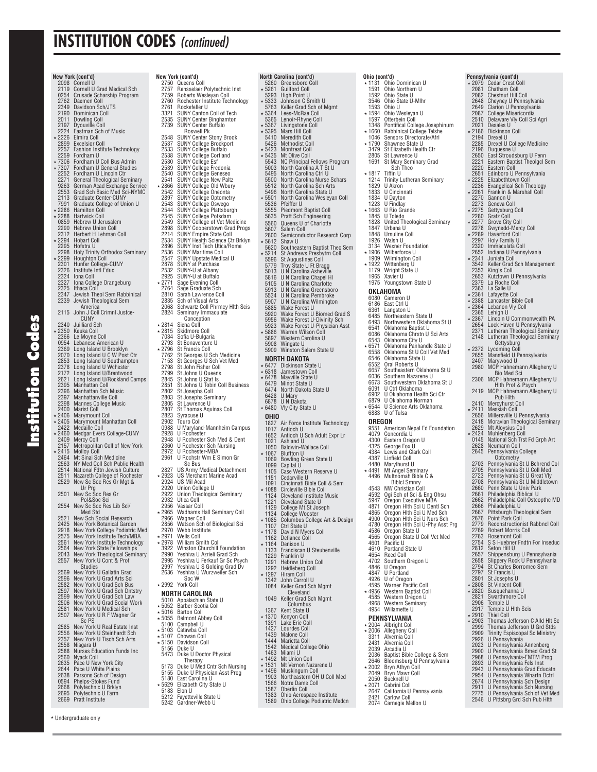# INSTITUTION CODES *(continued)*

**New York (cont'd)**

- 2098 Cornell U
- 2119 Cornell U Grad Medical Sch
- 0254 Crusade Scharship Program
- 2762 Daemen Coll
- 2349 Davidson Sch/JTS
- 2190 Dominican Coll
- 2011 Dowling Coll
- 2197 Dyouville Coll
- 2224 Eastman Sch of Music
- * 2226 Elmira Coll
- 2899 Excelsior Coll
- 2257 Fashion Institute Technology
- 2259 Fordham U
- * 7306 Fordham U Coll Bus Admin
- * 7307 Fordham U General Studies
- 2252 Fordham U Lincoln Ctr
- 2271 General Theological Seminary
- 9263 German Acad Exchange Service
- 2553 Grad Sch Basic Med Sci-NYMC
- 2113 Graduate Center-CUNY
- 7991 Graduate College of Union U
- * 2286 Hamilton Coll
- * 2288 Hartwick Coll
- 0859 Hebrew U Jerusalem
- 2290 Hebrew Union Coll
- 2312 Herbert H Lehman Coll
- * 2294 Hobart Coll
- 2295 Hofstra U
- 2298 Holy Trinity Orthodox Seminary
- * 2299 Houghton Coll
- 2301 Hunter College-CUNY
- 2326 Institute Intl Educ
- 2324 Iona Coll
- 2327 Iona College Orangeburg
- 2325 Ithaca Coll
- 2347 Jewish Theol Sem Rabbinical
- 2339 Jewish Theological Sem America
- 2115 John J Coll Crimnl Justce-CUNY
- 2340 Juilliard Sch
- * 2350 Keuka Coll
- 2366 Le Moyne Coll
- 0954 Lebanese American U
- 2369 Long Island U Brooklyn
- 2070 Long Island U C W Post Ctr
- 2853 Long Island U Southampton
- 2378 Long Island U Wchester
- 2172 Long Island U/Brentwood
- 2621 Long Island U/Rockland Camps
- 2395 Manhattan Coll
- 2396 Manhattan Sch Music
- 2397 Manhattanville Coll
- 2398 Mannes College Music
- 2400 Marist Coll
- * 2406 Marymount Coll
- * 2405 Marymount Manhattan Coll
- 2422 Medaille Coll
- * 2460 Medgar Evers College-CUNY
- 2409 Mercy Coll
- 2157 Metropolitan Coll of New York
- * 2415 Molloy Coll
- 2464 Mt Sinai Sch Medicine
- 2563 NY Med Coll Sch Public Health
- 2514 National Fdtn Jewish Culture
- 1511 Nazareth College of Rochester
- 2529 New Sc Soc Res Gr Mgt & Ur Prg
- 2501 New Sc Soc Res Gr Pol&Soc Sci
- 2554 New Sc Soc Res Lib Sci/ Med Std
- 2521 New Sch Social Research
- 2425 New York Botanical Garden
- 2918 New York College Podiatric Med
- 2575 New York Institute Tech/MBA
- 2561 New York Institute Technology
- 2564 New York State Fellowships
- 2043 New York Theological Seminary
- 2557 New York U Cont & Prof Studies
- 2569 New York U Gallatin Grad
- 2596 New York U Grad Arts Sci
- 2582 New York U Grad Sch Bus
- 2597 New York U Grad Sch Dntstry
- 2599 New York U Grad Sch Law
- 2506 New York U Grad Social Work
- 2581 New York U Medical Sch
- 2507 New York U R F Wagner Gr Sc PS
- 2585 New York U Real Estate Inst
- 2556 New York U Steinhardt Sch
- 2357 New York U Tisch Sch Arts
- 2558 Niagara U
- 2588 Nurses Education Funds Inc
- 2560 Nyack Coll
- 2635 Pace U New York City
- 2644 Pace U White Plains
- 2638 Parsons Sch of Design
- 0594 Phelps-Stokes Fund
- 2668 Polytechnic U Brklyn
- 2695 Polytechnic U Farm
- 2669 Pratt Institute

**New York (cont'd)**

- 2750 Queens Coll
- 2757 Rensselaer Polytechnic Inst
- 2759 Roberts Wesleyan Coll
- 2760 Rochester Institute Technology
- 2761 Rockefeller U
- 3321 SUNY Canton Coll of Tech
- 2535 SUNY Center Binghamton
- 2739 SUNY Center Buffalo Roswell Pk
- 2548 SUNY Center Stony Brook
- 2537 SUNY College Brockport
- 2533 SUNY College Buffalo
- 2538 SUNY College Cortland
- 2530 SUNY College Esf
- 2539 SUNY College Fredonia
- 2540 SUNY College Geneseo
- 2541 SUNY College New Paltz
- * 2866 SUNY College Old Wbury
- 2542 SUNY College Oneonta
- 2897 SUNY College Optometry
- 2543 SUNY College Oswego
- 2544 SUNY College Plattsburgh
- 2545 SUNY College Potsdam
- 2549 SUNY College of Vet Medicine
- 2898 SUNY Cooperstown Grad Progs
- 2214 SUNY Empire State Coll
- 2534 SUNY Health Science Ctr Brklyn
- 2896 SUNY Inst Tech Utica/Rome
- 2536 SUNY Maritime Coll
- 2547 SUNY Upstate Medical U
- 2878 SUNY at Purchase
- 2532 SUNY-U at Albany
- 2925 SUNY-U at Buffalo
- * 2771 Sage Evening Coll
- 2764 Sage Graduate Sch
- 2810 Sarah Lawrence Coll
- 2835 Sch of Visual Arts
- 2068 Schwartz Coll Phrmcy Hlth Scis
- 2824 Seminary Immaculate Conception
- * 2814 Siena Coll
- * 2815 Skidmore Coll
- 7034 Sofia U-Bulgaria
- 2793 St Bonaventure U
- * 2796 St Francis Coll
- 7762 St Georges U Sch Medicine
- 7153 St Georges U Sch Vet Med
- 2798 St John Fisher Coll
- 2799 St Johns U Queens
- 2845 St Johns U Stat Is
- 2851 St Johns U Tobin Coll Business
- 2802 St Josephs Coll
- 2803 St Josephs Seminary
- 2805 St Lawrence U
- 2807 St Thomas Aquinas Coll
- 2823 Syracuse U
- 2902 Touro Coll
- 0988 U Maryland-Mannheim Campus
- 2928 U Rochester
- 2948 U Rochester Sch Med & Dent
- 2360 U Rochester Sch Nursing
- 2972 U Rochester-MBA
- 2961 U Rochstr Wm E Simon Gr Sc Bus
- 2827 US Army Medical Detachment
- * 2923 US Merchant Marine Acad
- 2924 US Mil Acad
- 2920 Union College U
- 2922 Union Theological Seminary
- 2932 Utica Coll
- 2956 Vassar Coll
- * 2965 Wadhams Hall Seminary Coll
- 2966 Wagner Coll
- 2856 Watson Sch of Biological Sci
- 2970 Webb Institute
- * 2971 Wells Coll
- * 2978 William Smith Coll
- 3922 Winston Churchill Foundation
- 2990 Yeshiva U Azrieli Grad Sch
- 2995 Yeshiva U Ferkauf Gr Sc Psych
- 2997 Yeshiva U S Gottesman Grad Dv
- 2636 Yeshiva U Wurzweiler Sch Soc W
- * 2992 York Coll

## NORTH CAROLINA

- 5010 Appalachian State U
- * 5052 Barber-Scotia Coll
- * 5016 Barton Coll
- * 5055 Belmont Abbey Coll
- 5100 Campbell U
- * 5103 Catawba Coll
- * 5107 Chowan Coll
- * 5150 Davidson Coll
- 5156 Duke U
- 5473 Duke U Doctor Physical Therapy
- 5173 Duke U Med Cntr Sch Nursing
- 5155 Duke U Physician Asst Prog
- 5180 East Carolina U
- * 5629 Elizabeth City State U
- 5183 Elon U
- 5212 Fayetteville State U
- 5242 Gardner-Webb U

**North Carolina (cont'd)**

- 5260 Greensboro Coll
- * 5261 Guilford Coll
- 5293 High Point U
- * 5333 Johnson C Smith U
- 5352 Keller Grad Sch of Mgmt
- * 5364 Lees-McRae Coll
- 5365 Lenoir-Rhyne Coll
- * 5367 Livingstone Coll
- * 5395 Mars Hill Coll
- 5410 Meredith Coll
- 5426 Methodist Coll
- * 5423 Montreat Coll
- * 5435 Mt Olive Coll
- 5543 NC Principal Fellows Program
- 5003 North Carolina A T St U
- 5495 North Carolina Ctrl U
- 5500 North Carolina Nurse Schars
- 5512 North Carolina Sch Arts
- 5496 North Carolina State U
- * 5501 North Carolina Wesleyan Coll
- 5536 Pfeiffer U
- 5555 Piedmont Baptist Coll
- 5635 Pratt Sch Engineering
- 5560 Queens U of Charlotte
- 5607 Salem Coll
- 2800 Semiconductor Research Corp
- * 5612 Shaw U
- 5620 Southeastern Baptist Theo Sem
- * 5214 St Andrews Presbytrn Coll
- 5596 St Augustines Coll
- 5779 Troy State U Ft Bragg
- 5013 U N Carolina Asheville
- 5816 U N Carolina Chapel Hl
- 5105 U N Carolina Charlotte
- 5913 U N Carolina Greensboro
- 5534 U N Carolina Pembroke
- 5907 U N Carolina Wilmington
- 5885 Wake Forest U
- 5920 Wake Forest U Biomed Grad S
- 5956 Wake Forest U-Divinity Sch
- 5923 Wake Forest U-Physician Asst
- * 5886 Warren Wilson Coll
- 5897 Western Carolina U
- 5908 Wingate U
- 5909 Winston Salem State U

## NORTH DAKOTA

- * 6477 Dickinson State U
- * 6318 Jamestown Coll
- * 6478 Mayville State U
- 6479 Minot State U
- 6474 North Dakota State U
- 6428 U Mary
- 6878 U N Dakota
- * 6480 Vly City State U

## OHIO

- 1827 Air Force Institute Technology
- 1017 Antioch U
- 1652 Antioch U Sch Adult Expr Lr
- 1021 Ashland U
- 1050 Baldwin-Wallace Coll
- * 1067 Bluffton U
- 1069 Bowling Green State U
- 1099 Capital U
- 1105 Case Western Reserve U
- 1151 Cedarville U
- 1091 Cincinnati Bible Coll & Sem
- * 1088 Circleville Bible Coll
- 1124 Cleveland Institute Music
- 1221 Cleveland State U
- 1129 College Mt St Joseph
- 1134 College Wooster
- * 1085 Columbus College Art & Design
- 1107 Ctrl State U
- * 1178 David N Myers Coll
- 1162 Defiance Coll
- * 1164 Denison U
- 1133 Franciscan U Steubenville
- 1229 Franklin U
- 1291 Hebrew Union Coll
- 1292 Heidelberg Coll
- * 1297 Hiram Coll
- 1342 John Carroll U
- 1084 Keller Grad Sch Mgmt Cleveland
- 1049 Keller Grad Sch Mgmt Columbus
- 1367 Kent State U
- * 1370 Kenyon Coll
- 1391 Lake Erie Coll
- 1427 Lourdes Coll
- 1439 Malone Coll
- 1444 Marietta Coll
- 1542 Medical College Ohio
- 1463 Miami U
- * 1492 Mt Union Coll
- * 1531 Mt Vernon Nazarene U
- * 1496 Muskingum Coll
- 1903 Northeastern OH U Coll Med
- 1566 Notre Dame Coll
- 1587 Oberlin Coll
- 1383 Ohio Aerospace Institute
- 1589 Ohio College Podiatric Medcn

**Ohio (cont'd)**

- * 1131 Ohio Dominican U
- 1591 Ohio Northern U
- 1592 Ohio State U
- 3546 Ohio State U-Mlhr
- 1593 Ohio U
- * 1594 Ohio Wesleyan U
- 1597 Otterbein Coll
- 1348 Pontifical College Josephinum
- * 1660 Rabbinical College Telshe
- 1046 Sensors Directorate/Afrl
- * 1790 Shawnee State U
- 3479 St Elizabeth Health Ctr
- 2805 St Lawrence U
- 1691 St Mary Seminary Grad Sch Theo
- * 1817 Tiffin U
- 1214 Trinity Lutheran Seminary
- 1829 U Akron
- 1833 U Cincinnati
- 1834 U Dayton
- 1223 U Findlay
- * 1663 U Rio Grande
- 1845 U Toledo
- 1828 United Theological Seminary
- 1847 Urbana U
- 1848 Ursuline Coll
- 1926 Walsh U
- 3134 Wexner Foundation
- * 1906 Wilberforce U
- 1909 Wilmington Coll
- * 1922 Wittenberg U
- 1179 Wright State U
- 1965 Xavier U
- 1975 Youngstown State U

## OKLAHOMA

- 6080 Cameron U
- 6186 East Ctrl U
- 6361 Langston U
- 6485 Northeastern State U
- 6493 Northwestern Oklahoma St U
- 6541 Oklahoma Baptist U
- 6086 Oklahoma Chrstn U Sci Arts
- 6543 Oklahoma City U
- * 6571 Oklahoma Panhandle State U
- 6558 Oklahoma St U Coll Vet Med
- 6546 Oklahoma State U
- 6552 Oral Roberts U
- 6657 Southeastern Oklahoma St U
- 6036 Southern Nazarene U
- 6673 Southwestern Oklahoma St U
- 6091 U Ctrl Oklahoma
- 6902 U Oklahoma Health Sci Ctr
- 6879 U Oklahoma Norman
- * 6544 U Science Arts Oklahoma
- 6883 U of Tulsa

## OREGON

- 9551 American Nepal Ed Foundation
- 4079 Concordia U
- 4300 Eastern Oregon U
- 4325 George Fox U
- 4384 Lewis and Clark Coll
- 4387 Linfield Coll
- 4480 Marylhurst U
- * 4491 Mt Angel Seminary
- 4496 Multnomah Bible C & Biblcl Smnry
- 4543 NW Christian Coll
- 4592 Ogi Sch of Sci & Eng Ohsu
- 5947 Oregon Executive MBA
- 4871 Oregon Hlth Sci U Dentl Sch
- 4865 Oregon Hlth Sci U Med Sch
- 4900 Oregon Hlth Sci U Nurs Sch
- 4780 Oregon Hlth Sci U-Phy Asst Prg
- 4586 Oregon State U
- 4565 Oregon State U Coll Vet Med
- 4601 Pacific U
- 4610 Portland State U
- 4654 Reed Coll
- 4702 Southern Oregon U
- 4846 U Oregon
- 4847 U Portland
- 4926 U of Oregon
- 4595 Warner Pacific Coll
- * 4956 Western Baptist Coll
- 4585 Western Oregon U
- 4968 Western Seminary
- 4954 Willamette U

## PENNSYLVANIA

- * 2004 Albright Coll
- * 2006 Allegheny Coll
- 3311 Alvernia Coll
- 2431 Alvernia Coll
- 2039 Arcadia U
- 2036 Baptist Bible College & Sem
- 2646 Bloomsburg U Pennsylvania
- * 2002 Bryn Athyn Coll
- 2049 Bryn Mawr Coll
- 2050 Bucknell U
- * 2071 Cabrini Coll
- 2647 California U Pennsylvania
- 2421 Carlow Coll
- 2074 Carnegie Mellon U

**Pennsylvania (cont'd)**

- * 2079 Cedar Crest Coll
- 2081 Chatham Coll
- 2082 Chestnut Hill Coll
- 2648 Cheyney U Pennsylvania
- 2649 Clarion U Pennsylvania
- 2087 College Misericordia
- 2510 Delaware Vly Coll Sci Agri
- 2021 Desales U
- * 2186 Dickinson Coll
- 2194 Drexel U
- 2285 Drexel U College Medicine
- 2196 Duquesne U
- 2650 East Stroudsburg U Penn
- 2221 Eastern Baptist Theolgcl Sem
- 2220 Eastern Coll
- 2651 Edinboro U Pennsylvania
- * 2225 Elizabethtown Coll
- 2236 Evangelical Sch Theology
- * 2261 Franklin & Marshall Coll
- 2270 Gannon U
- 2273 Geneva Coll
- * 2275 Gettysburg Coll
- 2280 Gratz Coll
- * 2277 Grove City Coll
- 2278 Gwynedd-Mercy Coll
- * 2289 Haverford Coll
- 2297 Holy Family U
- 2320 Immaculata Coll
- 2652 Indiana U Pennsylvania
- * 2341 Juniata Coll
- 3542 Keller Grad Sch Management
- 2353 King's Coll
- 2653 Kutztown U Pennsylvania
- 2379 La Roche Coll
- 2363 La Salle U
- * 2361 Lafayette Coll
- * 2388 Lancaster Bible Coll
- * 2364 Lebanon Vly Coll
- 2365 Lehigh U
- * 2367 Lincoln U Commonwealth PA
- 2654 Lock Haven U Pennsylvania
- 2371 Lutheran Theological Seminary
- 2148 Lutheran Theological Seminary Gettysburg
- * 2372 Lycoming Coll
- 2655 Mansfield U Pennsylvania
- 2407 Marywood U
- 2980 MCP Hahnemann Allegheny U Bio Med Sci
- 2306 MCP Hahnemann Allegheny U Hlth Prof & Psych
- 2419 MCP Hahnemann Allegheny U Pub Hlth
- 2410 Mercyhurst Coll
- * 2411 Messiah Coll
- 2656 Millersville U Pennsylvania
- 2418 Moravian Theological Seminary
- 2629 Mt Aloysius Coll
- * 2424 Muhlenberg Coll
- 0145 National Sch Trst Fd Grph Art
- 2628 Neumann Coll
- 2645 Pennsylvania College Optometry
- 2703 Pennsylvania St U Behrend Col
- 2705 Pennsylvania St U Coll Med
- 2723 Pennsylvania St U Great Vly
- 2708 Pennsylvania St U Middletown
- 2660 Penn State U Univ Park
- 2661 Philadelphia Biblical U
- 2662 Philadelphia Coll Osteopthc MD
- 2666 Philadelphia U
- 2667 Pittsburgh Theological Sem
- 2676 Point Park Coll
- 2779 Reconstructionist Rabbncl Coll
- 2769 Robert Morris Coll
- 2763 Rosemont Coll
- 2754 S S Huebner Fndtn For Inseduc
- 2812 Seton Hill U
- 2657 Shippensburg U Pennsylvania
- 2658 Slippery Rock U Pennsylvania
- 2794 St Charles Borromeo Sem
- 2797 St Francis U
- 2801 St Josephs U
- * 2808 St Vincent Coll
- * 2820 Susquehanna U
- 2821 Swarthmore Coll
- 2906 Temple U
- 2917 Temple U Hlth Scis
- * 2910 Thiel Coll
- * 2903 Thomas Jefferson C Alld Hlt Sc
- 2999 Thomas Jefferson U Grd Stds
- 2909 Trinity Espiscopal Sc Ministry
- 2926 U Pennsylvania
- 2023 U Pennsylvania Annenberg
- 2900 U Pennsylvania Bmed Grad St
- 2968 U Pennsylvania-EMTM Prog
- 2893 U Pennsylvania Fels Inst
- 2943 U Pennsylvania Grad Educatn
- 2954 U Pennsylvania Whartn Dctrl
- 2674 U Pennsylvania Sch Design
- 2911 U Pennsylvania Sch Nursing
- 2775 U Pennsylvania Sch of Vet Med
- 2546 U Pittsbrg Grd Sch Pub Hlth

* Undergraduate only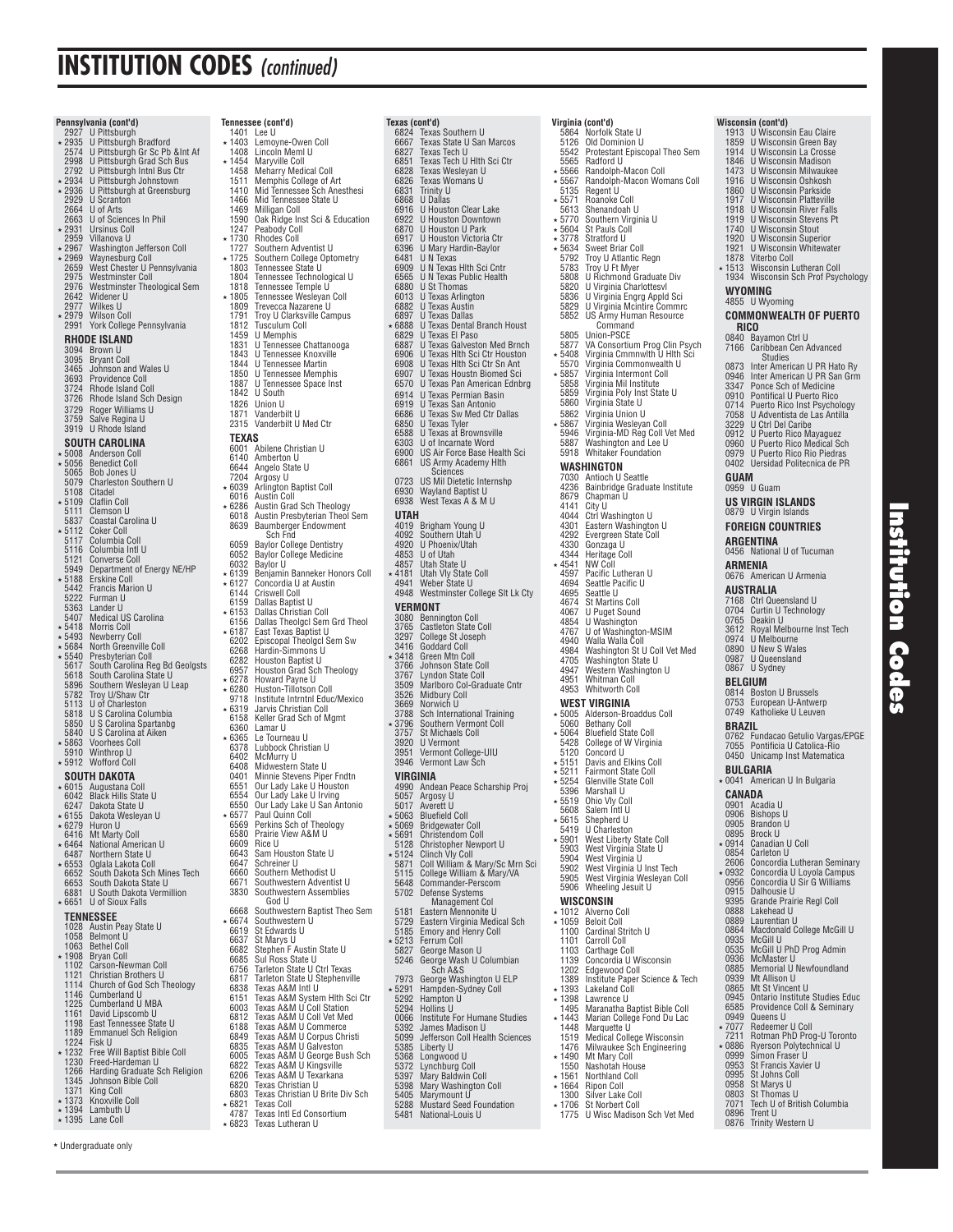# INSTITUTION CODES *(continued)*

**Pennsylvania (cont'd)**

2927 U Pittsburgh
* 2935 U Pittsburgh Bradford
2574 U Pittsburgh Gr Sc Pb &Int Af
2998 U Pittsburgh Grad Sch Bus
2792 U Pittsburgh Intnl Bus Ctr
* 2934 U Pittsburgh Johnstown
* 2936 U Pittsburgh at Greensburg
2929 U Scranton
2664 U of Arts
2663 U of Sciences In Phil
* 2931 Ursinus Coll
2959 Villanova U
* 2967 Washington Jefferson Coll
* 2969 Waynesburg Coll
2659 West Chester U Pennsylvania
2975 Westminster Coll
2976 Westminster Theological Sem
2642 Widener U
2977 Wilkes U
* 2979 Wilson Coll
2991 York College Pennsylvania

## RHODE ISLAND

3094 Brown U
3095 Bryant Coll
3465 Johnson and Wales U
3693 Providence Coll
3724 Rhode Island Coll
3726 Rhode Island Sch Design
3729 Roger Williams U
3759 Salve Regina U
3919 U Rhode Island

## SOUTH CAROLINA

* 5008 Anderson Coll
* 5056 Benedict Coll
5065 Bob Jones U
5079 Charleston Southern U
5108 Citadel
* 5109 Claflin Coll
5111 Clemson U
5837 Coastal Carolina U
* 5112 Coker Coll
5117 Columbia Coll
5116 Columbia Intl U
5121 Converse Coll
5949 Department of Energy NE/HP
* 5188 Erskine Coll
5442 Francis Marion U
5222 Furman U
5363 Lander U
5407 Medical US Carolina
* 5418 Morris Coll
* 5493 Newberry Coll
* 5684 North Greenville Coll
* 5540 Presbyterian Coll
5617 South Carolina Reg Bd Geolgsts
5618 South Carolina State U
5896 Southern Wesleyan U Leap
5782 Troy U/Shaw Ctr
5113 U of Charleston
5818 U S Carolina Columbia
5850 U S Carolina Spartanbg
5840 U S Carolina at Aiken
* 5863 Voorhees Coll
5910 Winthrop U
* 5912 Wofford Coll

## SOUTH DAKOTA

* 6015 Augustana Coll
6042 Black Hills State U
6247 Dakota State U
* 6155 Dakota Wesleyan U
* 6279 Huron U
6416 Mt Marty Coll
* 6464 National American U
6487 Northern State U
* 6553 Oglala Lakota Coll
6652 South Dakota Sch Mines Tech
6653 South Dakota State U
6881 U South Dakota Vermillion
* 6651 U of Sioux Falls

## TENNESSEE

1028 Austin Peay State U
1058 Belmont U
1063 Bethel Coll
* 1908 Bryan Coll
1102 Carson-Newman Coll
1121 Christian Brothers U
1114 Church of God Sch Theology
1146 Cumberland U
1225 Cumberland U MBA
1161 David Lipscomb U
1198 East Tennessee State U
1189 Emmanuel Sch Religion
1224 Fisk U
* 1232 Free Will Baptist Bible Coll
1230 Freed-Hardeman U
1266 Harding Graduate Sch Religion
1345 Johnson Bible Coll
1371 King Coll
* 1373 Knoxville Coll
* 1394 Lambuth U
* 1395 Lane Coll

**Tennessee (cont'd)**

1401 Lee U
* 1403 Lemoyne-Owen Coll
1408 Lincoln Meml U
* 1454 Maryville Coll
1458 Meharry Medical Coll
1511 Memphis College of Art
1410 Mid Tennessee Sch Anesthesi
1466 Mid Tennessee State U
1469 Milligan Coll
1590 Oak Ridge Inst Sci & Education
1247 Peabody Coll
* 1730 Rhodes Coll
1727 Southern Adventist U
* 1725 Southern College Optometry
1803 Tennessee State U
1804 Tennessee Technological U
1818 Tennessee Temple U
* 1805 Tennessee Wesleyan Coll
1809 Trevecca Nazarene U
1791 Troy U Clarksville Campus
1812 Tusculum Coll
1459 U Memphis
1831 U Tennessee Chattanooga
1843 U Tennessee Knoxville
1844 U Tennessee Martin
1850 U Tennessee Memphis
1887 U Tennessee Space Inst
1842 U South
1826 Union U
1871 Vanderbilt U
2315 Vanderbilt U Med Ctr

## TEXAS

6001 Abilene Christian U
6140 Amberton U
6644 Angelo State U
7204 Argosy U
* 6039 Arlington Baptist Coll
6016 Austin Coll
* 6286 Austin Grad Sch Theology
6018 Austin Presbyterian Theol Sem
8639 Baumberger Endowment Sch Fnd
6059 Baylor College Dentistry
6052 Baylor College Medicine
6032 Baylor U
* 6139 Benjamin Banneker Honors Coll
* 6127 Concordia U at Austin
6144 Criswell Coll
6159 Dallas Baptist U
* 6153 Dallas Christian Coll
6156 Dallas Theolgcl Sem Grd Theol
* 6187 East Texas Baptist U
6202 Episcopal Theolgcl Sem Sw
6268 Hardin-Simmons U
6282 Houston Baptist U
6957 Houston Grad Sch Theology
* 6278 Howard Payne U
* 6280 Huston-Tillotson Coll
9718 Institute Intrntnl Educ/Mexico
* 6319 Jarvis Christian Coll
6158 Keller Grad Sch of Mgmt
6360 Lamar U
* 6365 Le Tourneau U
6378 Lubbock Christian U
6402 McMurry U
6408 Midwestern State U
0401 Minnie Stevens Piper Fndtn
6551 Our Lady Lake U Houston
6554 Our Lady Lake U Irving
6550 Our Lady Lake U San Antonio
* 6577 Paul Quinn Coll
6569 Perkins Sch of Theology
6580 Prairie View A&M U
6609 Rice U
6643 Sam Houston State U
6647 Schreiner U
6660 Southern Methodist U
6671 Southwestern Adventist U
3830 Southwestern Assemblies God U
6668 Southwestern Baptist Theo Sem
* 6674 Southwestern U
6619 St Edwards U
6637 St Marys U
6682 Stephen F Austin State U
6685 Sul Ross State U
6756 Tarleton State U Ctrl Texas
6817 Tarleton State U Stephenville
6838 Texas A&M Intl U
6151 Texas A&M System Hlth Sci Ctr
6003 Texas A&M U Coll Station
6812 Texas A&M U Coll Vet Med
6188 Texas A&M U Commerce
6849 Texas A&M U Corpus Christi
6835 Texas A&M U Galveston
6005 Texas A&M U George Bush Sch
6822 Texas A&M U Kingsville
6206 Texas A&M U Texarkana
6820 Texas Christian U
6803 Texas Christian U Brite Div Sch
* 6821 Texas Coll
4787 Texas Intl Ed Consortium
* 6823 Texas Lutheran U

**Texas (cont'd)**

6824 Texas Southern U
6667 Texas State U San Marcos
6827 Texas Tech U
6851 Texas Tech U Hlth Sci Ctr
6828 Texas Wesleyan U
6826 Texas Womans U
6831 Trinity U
6868 U Dallas
6916 U Houston Clear Lake
6922 U Houston Downtown
6870 U Houston U Park
6917 U Houston Victoria Ctr
6396 U Mary Hardin-Baylor
6481 U N Texas
6909 U N Texas Hlth Sci Cntr
6565 U N Texas Public Health
6880 U St Thomas
6013 U Texas Arlington
6882 U Texas Austin
6897 U Texas Dallas
* 6888 U Texas Dental Branch Houst
6829 U Texas El Paso
6887 U Texas Galveston Med Brnch
6906 U Texas Hlth Sci Ctr Houston
6908 U Texas Hlth Sci Ctr Sn Ant
6907 U Texas Houstn Biomed Sci
6570 U Texas Pan American Ednbrg
6914 U Texas Permian Basin
6919 U Texas San Antonio
6686 U Texas Sw Med Ctr Dallas
6850 U Texas Tyler
6588 U Texas at Brownsville
6303 U of Incarnate Word
6900 US Air Force Base Health Sci
6861 US Army Academy Hlth Sciences
0723 US Mil Dietetic Internshp
6930 Wayland Baptist U
6938 West Texas A & M U

## UTAH

4019 Brigham Young U
4092 Southern Utah U
4920 U Phoenix/Utah
4853 U of Utah
4857 Utah State U
* 4181 Utah Vly State Coll
4941 Weber State U
4948 Westminster College Slt Lk Cty

## VERMONT

3080 Bennington Coll
3765 Castleton State Coll
3297 College St Joseph
3416 Goddard Coll
* 3418 Green Mtn Coll
3766 Johnson State Coll
3767 Lyndon State Coll
3509 Marlboro Col-Graduate Cntr
3526 Midbury Coll
3669 Norwich U
3788 Sch International Training
* 3796 Southern Vermont Coll
3757 St Michaels Coll
3920 U Vermont
3951 Vermont College-UIU
3946 Vermont Law Sch

## VIRGINIA

4990 Andean Peace Scharship Proj
5057 Argosy U
5017 Averett U
* 5063 Bluefield Coll
* 5069 Bridgewater Coll
* 5691 Christendom Coll
5128 Christopher Newport U
* 5124 Clinch Vly Coll
5871 Coll William & Mary/Sc Mrn Sci
5115 College William & Mary/VA
5648 Commander-Perscom
5702 Defense Systems Management Col
5181 Eastern Mennonite U
5729 Eastern Virginia Medical Sch
5185 Emory and Henry Coll
* 5213 Ferrum Coll
5827 George Mason U
5246 George Wash U Columbian Sch A&S
7973 George Washington U ELP
* 5291 Hampden-Sydney Coll
5292 Hampton U
5294 Hollins U
0066 Institute For Humane Studies
5392 James Madison U
5099 Jefferson Coll Health Sciences
5385 Liberty U
5368 Longwood U
5372 Lynchburg Coll
5397 Mary Baldwin Coll
5398 Mary Washington Coll
5405 Marymount U
5288 Mustard Seed Foundation
5481 National-Louis U

**Virginia (cont'd)**

5864 Norfolk State U
5126 Old Dominion U
5542 Protestant Episcopal Theo Sem
5565 Radford U
* 5566 Randolph-Macon Coll
* 5567 Randolph-Macon Womans Coll
5135 Regent U
* 5571 Roanoke Coll
5613 Shenandoah U
* 5770 Southern Virginia U
* 5604 St Pauls Coll
* 3778 Stratford U
* 5634 Sweet Briar Coll
5792 Troy U Atlantic Regn
5783 Troy U Ft Myer
5808 U Richmond Graduate Div
5820 U Virginia Charlottesvl
5836 U Virginia Engrg Appld Sci
5829 U Virginia Mcintire Commrc
5852 US Army Human Resource Command
5805 Union-PSCE
5877 VA Consortium Prog Clin Psych
* 5408 Virginia Cmmnwlth U Hlth Sci
5570 Virginia Commonwealth U
* 5857 Virginia Intermont Coll
5858 Virginia Mil Institute
5859 Virginia Poly Inst State U
5860 Virginia State U
5862 Virginia Union U
* 5867 Virginia Wesleyan Coll
5946 Virginia-MD Reg Coll Vet Med
5887 Washington and Lee U
5918 Whitaker Foundation

## WASHINGTON

7030 Antioch U Seattle
4236 Bainbridge Graduate Institute
8679 Chapman U
4141 City U
4044 Ctrl Washington U
4301 Eastern Washington U
4292 Evergreen State Coll
4330 Gonzaga U
4344 Heritage Coll
* 4541 NW Coll
4597 Pacific Lutheran U
4694 Seattle Pacific U
4695 Seattle U
4674 St Martins Coll
4067 U Puget Sound
4854 U Washington
4767 U of Washington-MSIM
4940 Walla Walla Coll
4984 Washington St U Coll Vet Med
4705 Washington State U
4947 Western Washington U
4951 Whitman Coll
4953 Whitworth Coll

## WEST VIRGINIA

* 5005 Alderson-Broaddus Coll
5060 Bethany Coll
* 5064 Bluefield State Coll
5428 College of W Virginia
5120 Concord U
* 5151 Davis and Elkins Coll
* 5211 Fairmont State Coll
* 5254 Glenville State Coll
5396 Marshall U
* 5519 Ohio Vly Coll
5608 Salem Intl U
* 5615 Shepherd U
5419 U Charleston
* 5901 West Liberty State Coll
5903 West Virginia State U
5904 West Virginia U
5902 West Virginia U Inst Tech
5905 West Virginia Wesleyan Coll
5906 Wheeling Jesuit U

## WISCONSIN

* 1012 Alverno Coll
* 1059 Beloit Coll
1100 Cardinal Stritch U
1101 Carroll Coll
1103 Carthage Coll
1139 Concordia U Wisconsin
1202 Edgewood Coll
1389 Institute Paper Science & Tech
* 1393 Lakeland Coll
* 1398 Lawrence U
1495 Maranatha Baptist Bible Coll
* 1443 Marian College Fond Du Lac
1448 Marquette U
1519 Medical College Wisconsin
1476 Milwaukee Sch Engineering
* 1490 Mt Mary Coll
1550 Nashotah House
* 1561 Northland Coll
* 1664 Ripon Coll
1300 Silver Lake Coll
* 1706 St Norbert Coll
1775 U Wisc Madison Sch Vet Med

**Wisconsin (cont'd)**

1913 U Wisconsin Eau Claire
1859 U Wisconsin Green Bay
1914 U Wisconsin La Crosse
1846 U Wisconsin Madison
1473 U Wisconsin Milwaukee
1916 U Wisconsin Oshkosh
1860 U Wisconsin Parkside
1917 U Wisconsin Platteville
1918 U Wisconsin River Falls
1919 U Wisconsin Stevens Pt
1740 U Wisconsin Stout
1920 U Wisconsin Superior
1921 U Wisconsin Whitewater
1878 Viterbo Coll
* 1513 Wisconsin Lutheran Coll
1934 Wisconsin Sch Prof Psychology

## WYOMING

4855 U Wyoming

## COMMONWEALTH OF PUERTO RICO

0840 Bayamon Ctrl U
7166 Caribbean Cen Advanced Studies
0873 Inter American U PR Hato Ry
0946 Inter American U PR San Grm
3347 Ponce Sch of Medicine
0910 Pontifical U Puerto Rico
0714 Puerto Rico Inst Psychology
7058 U Adventista de Las Antilla
3229 U Ctrl Del Caribe
0912 U Puerto Rico Mayaguez
0960 U Puerto Rico Medical Sch
0979 U Puerto Rico Rio Piedras
0402 Uersidad Politecnica de PR

## GUAM

0959 U Guam

## US VIRGIN ISLANDS

0879 U Virgin Islands

## FOREIGN COUNTRIES

### ARGENTINA

0456 National U of Tucuman

### ARMENIA

0676 American U Armenia

### AUSTRALIA

7168 Ctrl Queensland U
0704 Curtin U Technology
0765 Deakin U
3612 Royal Melbourne Inst Tech
0974 U Melbourne
0890 U New S Wales
0987 U Queensland
0867 U Sydney

### BELGIUM

0814 Boston U Brussels
0753 European U-Antwerp
0749 Katholieke U Leuven

### BRAZIL

0762 Fundacao Getulio Vargas/EPGE
7055 Pontificia U Catolica-Rio
0450 Unicamp Inst Matematica

### BULGARIA

* 0041 American U In Bulgaria

### CANADA

0901 Acadia U
0906 Bishops U
0905 Brandon U
0895 Brock U
* 0914 Canadian U Coll
0854 Carleton U
2606 Concordia Lutheran Seminary
* 0932 Concordia U Loyola Campus
0956 Concordia U Sir G Williams
0915 Dalhousie U
9395 Grande Prairie Regl Coll
0888 Lakehead U
0889 Laurentian U
0864 Macdonald College McGill U
0935 McGill U
0535 McGill U PhD Prog Admin
0936 McMaster U
0885 Memorial U Newfoundland
0939 Mt Allison U
0865 Mt St Vincent U
0945 Ontario Institute Studies Educ
6585 Providence Coll & Seminary
0949 Queens U
* 7077 Redeemer U Coll
7211 Rotman PhD Prog-U Toronto
* 0886 Ryerson Polytechnical U
0999 Simon Fraser U
0953 St Francis Xavier U
0995 St Johns Coll
0958 St Marys U
0803 St Thomas U
7071 Tech U of British Columbia
0896 Trent U
0876 Trinity Western U

\* Undergraduate only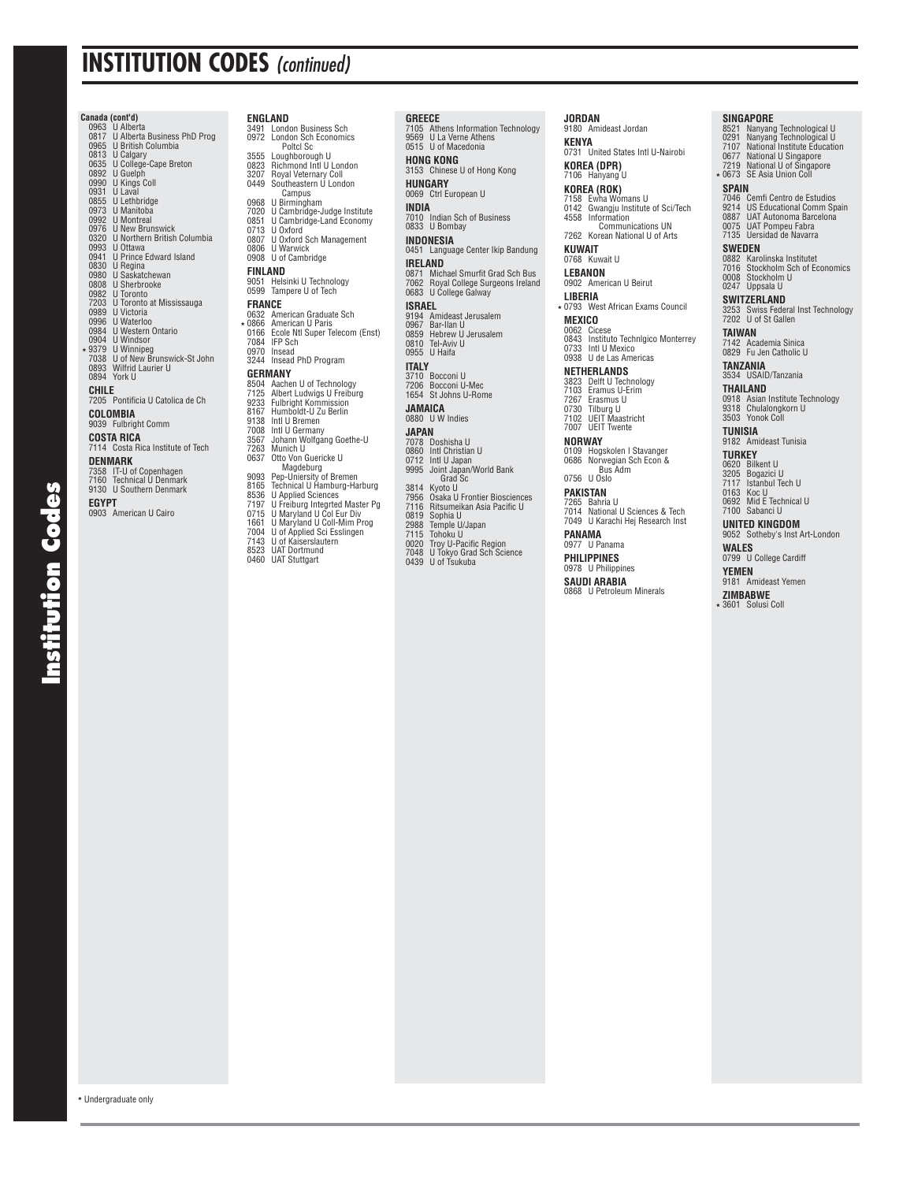# INSTITUTION CODES *(continued)*

**Canada (cont'd)**

0963 U Alberta
0817 U Alberta Business PhD Prog
0965 U British Columbia
0813 U Calgary
0635 U College-Cape Breton
0892 U Guelph
0990 U Kings Coll
0931 U Laval
0855 U Lethbridge
0973 U Manitoba
0992 U Montreal
0976 U New Brunswick
0320 U Northern British Columbia
0993 U Ottawa
0941 U Prince Edward Island
0830 U Regina
0980 U Saskatchewan
0808 U Sherbrooke
0982 U Toronto
7203 U Toronto at Mississauga
0989 U Victoria
0996 U Waterloo
0984 U Western Ontario
0904 U Windsor
★ 9379 U Winnipeg
7038 U of New Brunswick-St John
0893 Wilfrid Laurier U
0894 York U

**CHILE**

7205 Pontificia U Catolica de Ch

**COLOMBIA**

9039 Fulbright Comm

**COSTA RICA**

7114 Costa Rica Institute of Tech

**DENMARK**

7358 IT-U of Copenhagen
7160 Technical U Denmark
9130 U Southern Denmark

**EGYPT**

0903 American U Cairo

**ENGLAND**

3491 London Business Sch
0972 London Sch Economics Poltcl Sc
3555 Loughborough U
0823 Richmond Intl U London
3207 Royal Veternary Coll
0449 Southeastern U London Campus
0968 U Birmingham
7020 U Cambridge-Judge Institute
0851 U Cambridge-Land Economy
0713 U Oxford
0807 U Oxford Sch Management
0806 U Warwick
0908 U of Cambridge

**FINLAND**

9051 Helsinki U Technology
0599 Tampere U of Tech

**FRANCE**

0632 American Graduate Sch
★ 0866 American U Paris
0166 Ecole Ntl Super Telecom (Enst)
7084 IFP Sch
0970 Insead
3244 Insead PhD Program

**GERMANY**

8504 Aachen U of Technology
7125 Albert Ludwigs U Freiburg
9233 Fulbright Kommission
8167 Humboldt-U Zu Berlin
9138 Intl U Bremen
7008 Intl U Germany
3567 Johann Wolfgang Goethe-U
7263 Munich U
0637 Otto Von Guericke U Magdeburg
9093 Pep-Uniersity of Bremen
8165 Technical U Hamburg-Harburg
8536 U Applied Sciences
7197 U Freiburg Integrted Master Pg
0715 U Maryland U Col Eur Div
1661 U Maryland U Coll-Mim Prog
7004 U of Applied Sci Esslingen
7143 U of Kaiserslautern
8523 UAT Dortmund
0460 UAT Stuttgart

**GREECE**

7105 Athens Information Technology
9569 U La Verne Athens
0515 U of Macedonia

**HONG KONG**

3153 Chinese U of Hong Kong

**HUNGARY**

0069 Ctrl European U

**INDIA**

7010 Indian Sch of Business
0833 U Bombay

**INDONESIA**

0451 Language Center Ikip Bandung

**IRELAND**

0871 Michael Smurfit Grad Sch Bus
7062 Royal College Surgeons Ireland
0683 U College Galway

**ISRAEL**

9194 Amideast Jerusalem
0967 Bar-Ilan U
0859 Hebrew U Jerusalem
0810 Tel-Aviv U
0955 U Haifa

**ITALY**

3710 Bocconi U
7206 Bocconi U-Mec
1654 St Johns U-Rome

**JAMAICA**

0880 U W Indies

**JAPAN**

7078 Doshisha U
0860 Intl Christian U
0712 Intl U Japan
9995 Joint Japan/World Bank Grad Sc
3814 Kyoto U
7956 Osaka U Frontier Biosciences
7116 Ritsumeikan Asia Pacific U
0819 Sophia U
2988 Temple U/Japan
7115 Tohoku U
0020 Troy U-Pacific Region
7048 U Tokyo Grad Sch Science
0439 U of Tsukuba

**JORDAN**

9180 Amideast Jordan

**KENYA**

0731 United States Intl U-Nairobi

**KOREA (DPR)**

7106 Hanyang U

**KOREA (ROK)**

7158 Ewha Womans U
0142 Gwangju Institute of Sci/Tech
4558 Information Communications UN
7262 Korean National U of Arts

**KUWAIT**

0768 Kuwait U

**LEBANON**

0902 American U Beirut

**LIBERIA**

★ 0793 West African Exams Council

**MEXICO**

0062 Cicese
0843 Instituto Technlgico Monterrey
0733 Intl U Mexico
0938 U de Las Americas

**NETHERLANDS**

3823 Delft U Technology
7103 Eramus U-Erim
7267 Erasmus U
0730 Tilburg U
7102 UEIT Maastricht
7007 UEIT Twente

**NORWAY**

0109 Hogskolen I Stavanger
0686 Norwegian Sch Econ & Bus Adm
0756 U Oslo

**PAKISTAN**

7265 Bahria U
7014 National U Sciences & Tech
7049 U Karachi Hej Research Inst

**PANAMA**

0977 U Panama

**PHILIPPINES**

0978 U Philippines

**SAUDI ARABIA**

0868 U Petroleum Minerals

**SINGAPORE**

8521 Nanyang Technological U
0291 Nanyang Technological U
7107 National Institute Education
0677 National U Singapore
7219 National U of Singapore
★ 0673 SE Asia Union Coll

**SPAIN**

7046 Cemfi Centro de Estudios
9214 US Educational Comm Spain
0887 UAT Autonoma Barcelona
0075 UAT Pompeu Fabra
7135 Uersidad de Navarra

**SWEDEN**

0882 Karolinska Institutet
7016 Stockholm Sch of Economics
0008 Stockholm U
0247 Uppsala U

**SWITZERLAND**

3253 Swiss Federal Inst Technology
7202 U of St Gallen

**TAIWAN**

7142 Academia Sinica
0829 Fu Jen Catholic U

**TANZANIA**

3534 USAID/Tanzania

**THAILAND**

0918 Asian Institute Technology
9318 Chulalongkorn U
3503 Yonok Coll

**TUNISIA**

9182 Amideast Tunisia

**TURKEY**

0620 Bilkent U
3205 Bogazici U
7117 Istanbul Tech U
0163 Koc U
0692 Mid E Technical U
7100 Sabanci U

**UNITED KINGDOM**

9052 Sotheby's Inst Art-London

**WALES**

0799 U College Cardiff

**YEMEN**

9181 Amideast Yemen

**ZIMBABWE**

★ 3601 Solusi Coll

★ Undergraduate only